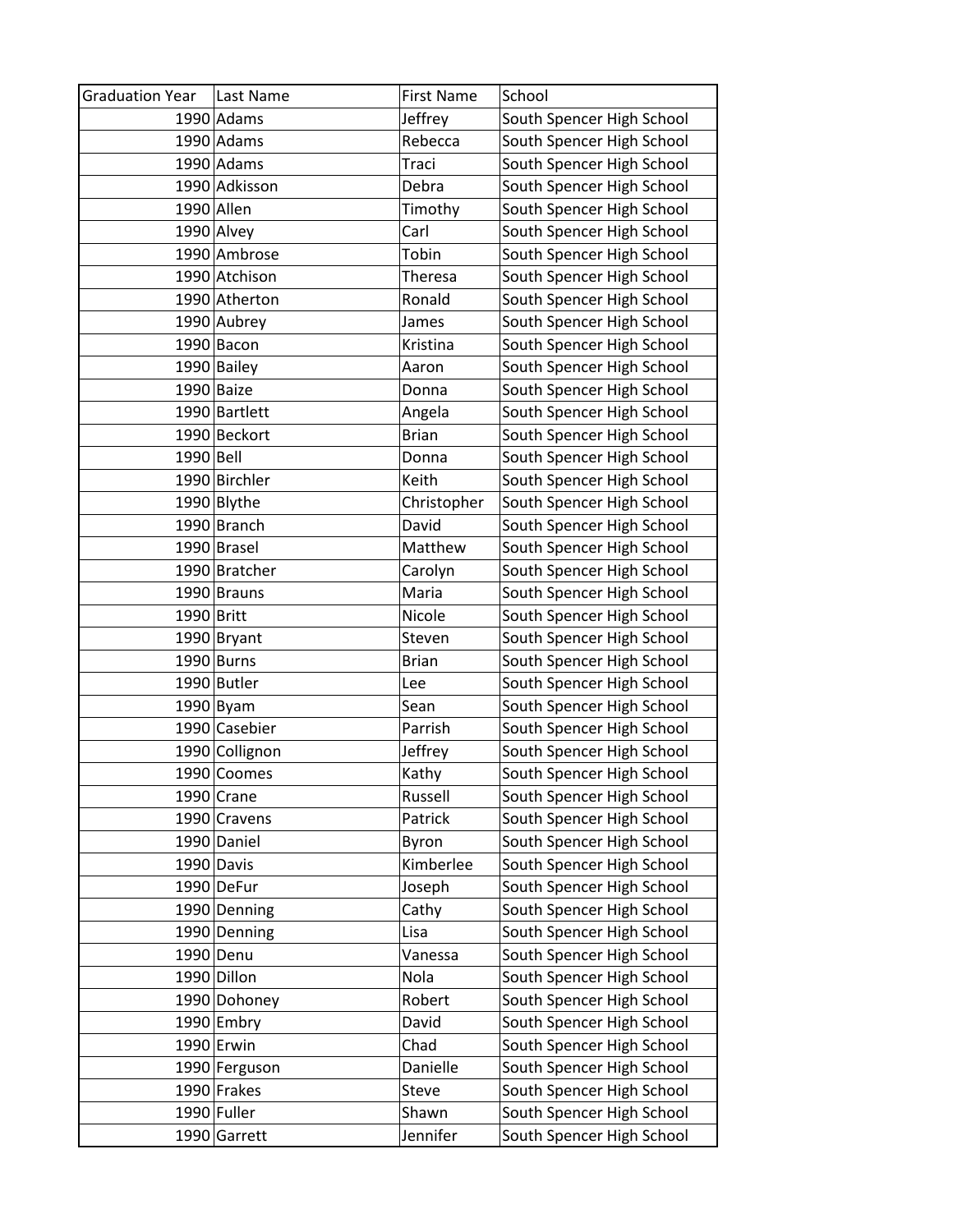| Graduation Year | Last Name | First Name | School |
| --- | --- | --- | --- |
| 1990 | Adams | Jeffrey | South Spencer High School |
| 1990 | Adams | Rebecca | South Spencer High School |
| 1990 | Adams | Traci | South Spencer High School |
| 1990 | Adkisson | Debra | South Spencer High School |
| 1990 | Allen | Timothy | South Spencer High School |
| 1990 | Alvey | Carl | South Spencer High School |
| 1990 | Ambrose | Tobin | South Spencer High School |
| 1990 | Atchison | Theresa | South Spencer High School |
| 1990 | Atherton | Ronald | South Spencer High School |
| 1990 | Aubrey | James | South Spencer High School |
| 1990 | Bacon | Kristina | South Spencer High School |
| 1990 | Bailey | Aaron | South Spencer High School |
| 1990 | Baize | Donna | South Spencer High School |
| 1990 | Bartlett | Angela | South Spencer High School |
| 1990 | Beckort | Brian | South Spencer High School |
| 1990 | Bell | Donna | South Spencer High School |
| 1990 | Birchler | Keith | South Spencer High School |
| 1990 | Blythe | Christopher | South Spencer High School |
| 1990 | Branch | David | South Spencer High School |
| 1990 | Brasel | Matthew | South Spencer High School |
| 1990 | Bratcher | Carolyn | South Spencer High School |
| 1990 | Brauns | Maria | South Spencer High School |
| 1990 | Britt | Nicole | South Spencer High School |
| 1990 | Bryant | Steven | South Spencer High School |
| 1990 | Burns | Brian | South Spencer High School |
| 1990 | Butler | Lee | South Spencer High School |
| 1990 | Byam | Sean | South Spencer High School |
| 1990 | Casebier | Parrish | South Spencer High School |
| 1990 | Collignon | Jeffrey | South Spencer High School |
| 1990 | Coomes | Kathy | South Spencer High School |
| 1990 | Crane | Russell | South Spencer High School |
| 1990 | Cravens | Patrick | South Spencer High School |
| 1990 | Daniel | Byron | South Spencer High School |
| 1990 | Davis | Kimberlee | South Spencer High School |
| 1990 | DeFur | Joseph | South Spencer High School |
| 1990 | Denning | Cathy | South Spencer High School |
| 1990 | Denning | Lisa | South Spencer High School |
| 1990 | Denu | Vanessa | South Spencer High School |
| 1990 | Dillon | Nola | South Spencer High School |
| 1990 | Dohoney | Robert | South Spencer High School |
| 1990 | Embry | David | South Spencer High School |
| 1990 | Erwin | Chad | South Spencer High School |
| 1990 | Ferguson | Danielle | South Spencer High School |
| 1990 | Frakes | Steve | South Spencer High School |
| 1990 | Fuller | Shawn | South Spencer High School |
| 1990 | Garrett | Jennifer | South Spencer High School |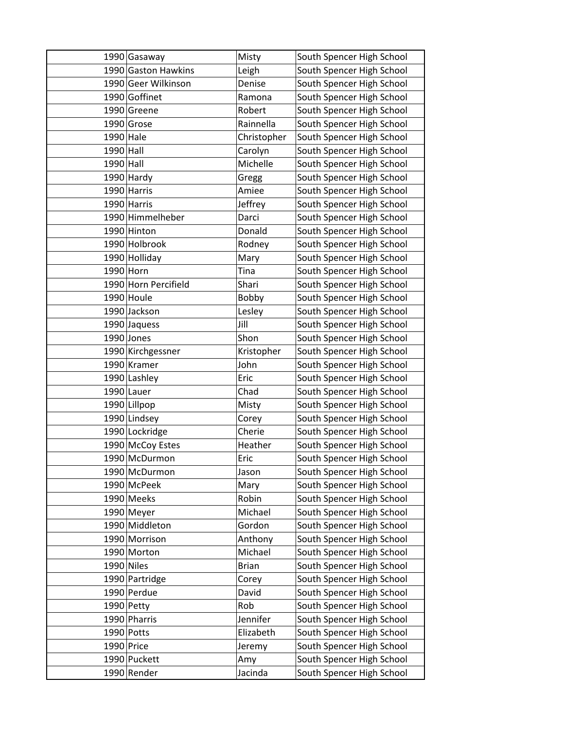| | | | |
|---|---|---|---|
| 1990 | Gasaway | Misty | South Spencer High School |
| 1990 | Gaston Hawkins | Leigh | South Spencer High School |
| 1990 | Geer Wilkinson | Denise | South Spencer High School |
| 1990 | Goffinet | Ramona | South Spencer High School |
| 1990 | Greene | Robert | South Spencer High School |
| 1990 | Grose | Rainnella | South Spencer High School |
| 1990 | Hale | Christopher | South Spencer High School |
| 1990 | Hall | Carolyn | South Spencer High School |
| 1990 | Hall | Michelle | South Spencer High School |
| 1990 | Hardy | Gregg | South Spencer High School |
| 1990 | Harris | Amiee | South Spencer High School |
| 1990 | Harris | Jeffrey | South Spencer High School |
| 1990 | Himmelheber | Darci | South Spencer High School |
| 1990 | Hinton | Donald | South Spencer High School |
| 1990 | Holbrook | Rodney | South Spencer High School |
| 1990 | Holliday | Mary | South Spencer High School |
| 1990 | Horn | Tina | South Spencer High School |
| 1990 | Horn Percifield | Shari | South Spencer High School |
| 1990 | Houle | Bobby | South Spencer High School |
| 1990 | Jackson | Lesley | South Spencer High School |
| 1990 | Jaquess | Jill | South Spencer High School |
| 1990 | Jones | Shon | South Spencer High School |
| 1990 | Kirchgessner | Kristopher | South Spencer High School |
| 1990 | Kramer | John | South Spencer High School |
| 1990 | Lashley | Eric | South Spencer High School |
| 1990 | Lauer | Chad | South Spencer High School |
| 1990 | Lillpop | Misty | South Spencer High School |
| 1990 | Lindsey | Corey | South Spencer High School |
| 1990 | Lockridge | Cherie | South Spencer High School |
| 1990 | McCoy Estes | Heather | South Spencer High School |
| 1990 | McDurmon | Eric | South Spencer High School |
| 1990 | McDurmon | Jason | South Spencer High School |
| 1990 | McPeek | Mary | South Spencer High School |
| 1990 | Meeks | Robin | South Spencer High School |
| 1990 | Meyer | Michael | South Spencer High School |
| 1990 | Middleton | Gordon | South Spencer High School |
| 1990 | Morrison | Anthony | South Spencer High School |
| 1990 | Morton | Michael | South Spencer High School |
| 1990 | Niles | Brian | South Spencer High School |
| 1990 | Partridge | Corey | South Spencer High School |
| 1990 | Perdue | David | South Spencer High School |
| 1990 | Petty | Rob | South Spencer High School |
| 1990 | Pharris | Jennifer | South Spencer High School |
| 1990 | Potts | Elizabeth | South Spencer High School |
| 1990 | Price | Jeremy | South Spencer High School |
| 1990 | Puckett | Amy | South Spencer High School |
| 1990 | Render | Jacinda | South Spencer High School |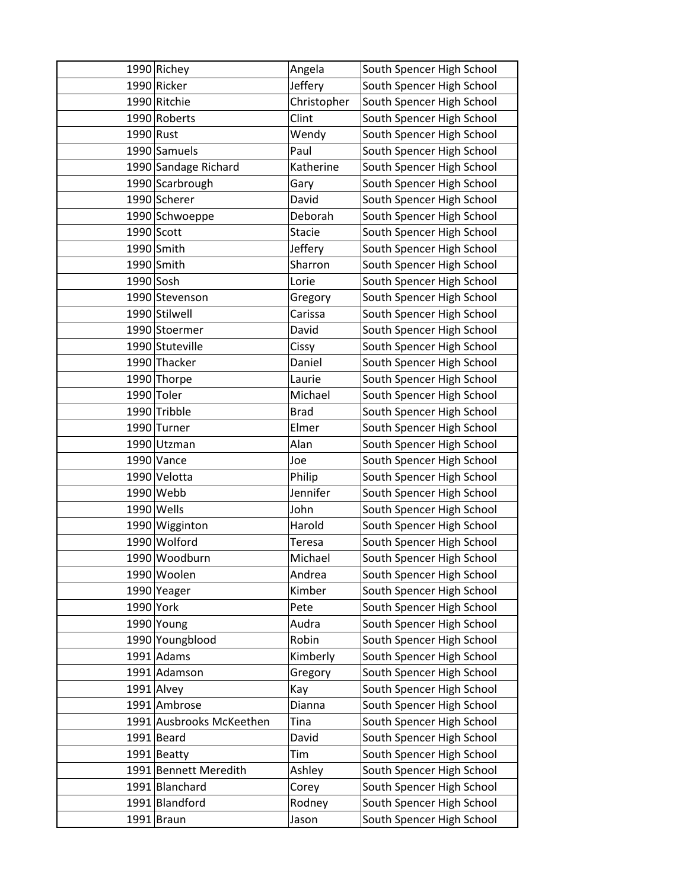| | | | |
|---|---|---|---|
| 1990 | Richey | Angela | South Spencer High School |
| 1990 | Ricker | Jeffery | South Spencer High School |
| 1990 | Ritchie | Christopher | South Spencer High School |
| 1990 | Roberts | Clint | South Spencer High School |
| 1990 | Rust | Wendy | South Spencer High School |
| 1990 | Samuels | Paul | South Spencer High School |
| 1990 | Sandage Richard | Katherine | South Spencer High School |
| 1990 | Scarbrough | Gary | South Spencer High School |
| 1990 | Scherer | David | South Spencer High School |
| 1990 | Schwoeppe | Deborah | South Spencer High School |
| 1990 | Scott | Stacie | South Spencer High School |
| 1990 | Smith | Jeffery | South Spencer High School |
| 1990 | Smith | Sharron | South Spencer High School |
| 1990 | Sosh | Lorie | South Spencer High School |
| 1990 | Stevenson | Gregory | South Spencer High School |
| 1990 | Stilwell | Carissa | South Spencer High School |
| 1990 | Stoermer | David | South Spencer High School |
| 1990 | Stuteville | Cissy | South Spencer High School |
| 1990 | Thacker | Daniel | South Spencer High School |
| 1990 | Thorpe | Laurie | South Spencer High School |
| 1990 | Toler | Michael | South Spencer High School |
| 1990 | Tribble | Brad | South Spencer High School |
| 1990 | Turner | Elmer | South Spencer High School |
| 1990 | Utzman | Alan | South Spencer High School |
| 1990 | Vance | Joe | South Spencer High School |
| 1990 | Velotta | Philip | South Spencer High School |
| 1990 | Webb | Jennifer | South Spencer High School |
| 1990 | Wells | John | South Spencer High School |
| 1990 | Wigginton | Harold | South Spencer High School |
| 1990 | Wolford | Teresa | South Spencer High School |
| 1990 | Woodburn | Michael | South Spencer High School |
| 1990 | Woolen | Andrea | South Spencer High School |
| 1990 | Yeager | Kimber | South Spencer High School |
| 1990 | York | Pete | South Spencer High School |
| 1990 | Young | Audra | South Spencer High School |
| 1990 | Youngblood | Robin | South Spencer High School |
| 1991 | Adams | Kimberly | South Spencer High School |
| 1991 | Adamson | Gregory | South Spencer High School |
| 1991 | Alvey | Kay | South Spencer High School |
| 1991 | Ambrose | Dianna | South Spencer High School |
| 1991 | Ausbrooks McKeethen | Tina | South Spencer High School |
| 1991 | Beard | David | South Spencer High School |
| 1991 | Beatty | Tim | South Spencer High School |
| 1991 | Bennett Meredith | Ashley | South Spencer High School |
| 1991 | Blanchard | Corey | South Spencer High School |
| 1991 | Blandford | Rodney | South Spencer High School |
| 1991 | Braun | Jason | South Spencer High School |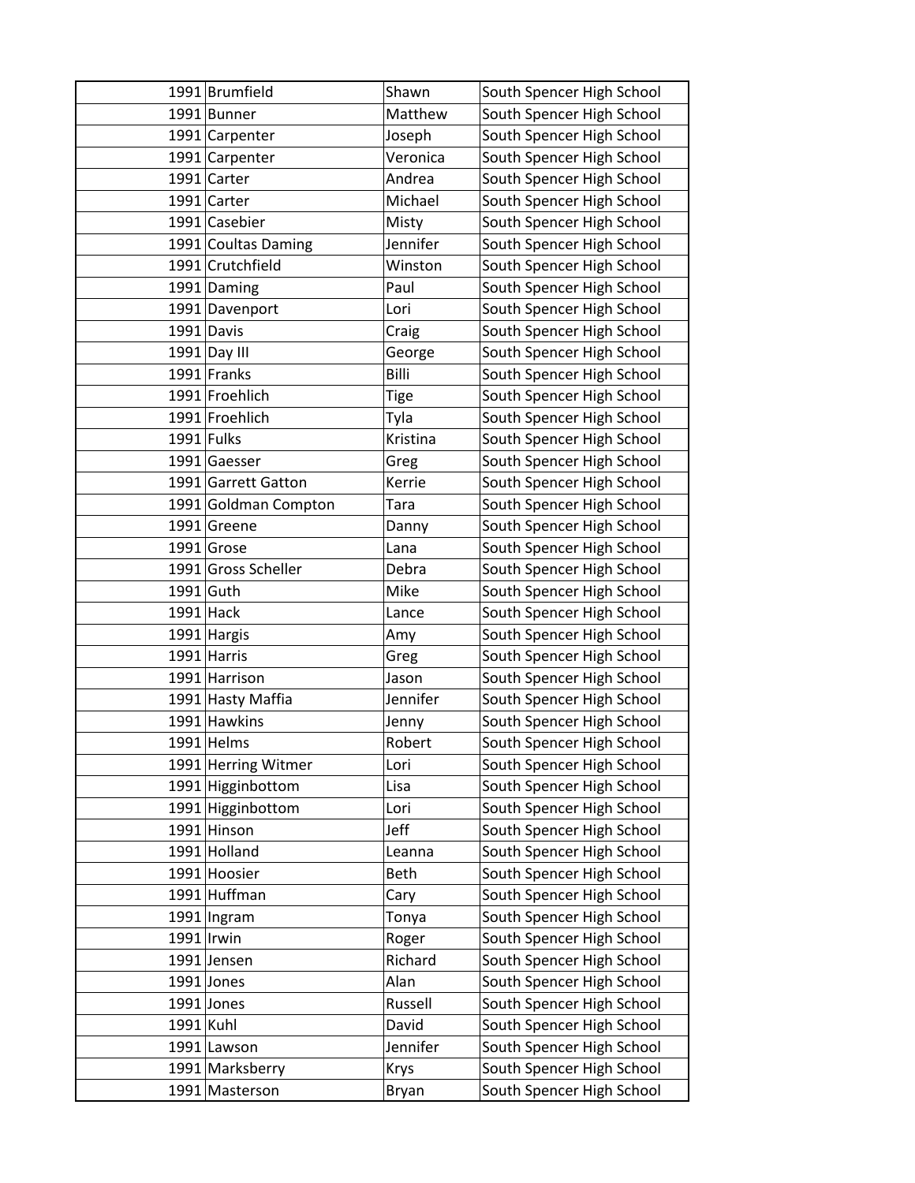| | | | |
|---|---|---|---|
| 1991 | Brumfield | Shawn | South Spencer High School |
| 1991 | Bunner | Matthew | South Spencer High School |
| 1991 | Carpenter | Joseph | South Spencer High School |
| 1991 | Carpenter | Veronica | South Spencer High School |
| 1991 | Carter | Andrea | South Spencer High School |
| 1991 | Carter | Michael | South Spencer High School |
| 1991 | Casebier | Misty | South Spencer High School |
| 1991 | Coultas Daming | Jennifer | South Spencer High School |
| 1991 | Crutchfield | Winston | South Spencer High School |
| 1991 | Daming | Paul | South Spencer High School |
| 1991 | Davenport | Lori | South Spencer High School |
| 1991 | Davis | Craig | South Spencer High School |
| 1991 | Day III | George | South Spencer High School |
| 1991 | Franks | Billi | South Spencer High School |
| 1991 | Froehlich | Tige | South Spencer High School |
| 1991 | Froehlich | Tyla | South Spencer High School |
| 1991 | Fulks | Kristina | South Spencer High School |
| 1991 | Gaesser | Greg | South Spencer High School |
| 1991 | Garrett Gatton | Kerrie | South Spencer High School |
| 1991 | Goldman Compton | Tara | South Spencer High School |
| 1991 | Greene | Danny | South Spencer High School |
| 1991 | Grose | Lana | South Spencer High School |
| 1991 | Gross Scheller | Debra | South Spencer High School |
| 1991 | Guth | Mike | South Spencer High School |
| 1991 | Hack | Lance | South Spencer High School |
| 1991 | Hargis | Amy | South Spencer High School |
| 1991 | Harris | Greg | South Spencer High School |
| 1991 | Harrison | Jason | South Spencer High School |
| 1991 | Hasty Maffia | Jennifer | South Spencer High School |
| 1991 | Hawkins | Jenny | South Spencer High School |
| 1991 | Helms | Robert | South Spencer High School |
| 1991 | Herring Witmer | Lori | South Spencer High School |
| 1991 | Higginbottom | Lisa | South Spencer High School |
| 1991 | Higginbottom | Lori | South Spencer High School |
| 1991 | Hinson | Jeff | South Spencer High School |
| 1991 | Holland | Leanna | South Spencer High School |
| 1991 | Hoosier | Beth | South Spencer High School |
| 1991 | Huffman | Cary | South Spencer High School |
| 1991 | Ingram | Tonya | South Spencer High School |
| 1991 | Irwin | Roger | South Spencer High School |
| 1991 | Jensen | Richard | South Spencer High School |
| 1991 | Jones | Alan | South Spencer High School |
| 1991 | Jones | Russell | South Spencer High School |
| 1991 | Kuhl | David | South Spencer High School |
| 1991 | Lawson | Jennifer | South Spencer High School |
| 1991 | Marksberry | Krys | South Spencer High School |
| 1991 | Masterson | Bryan | South Spencer High School |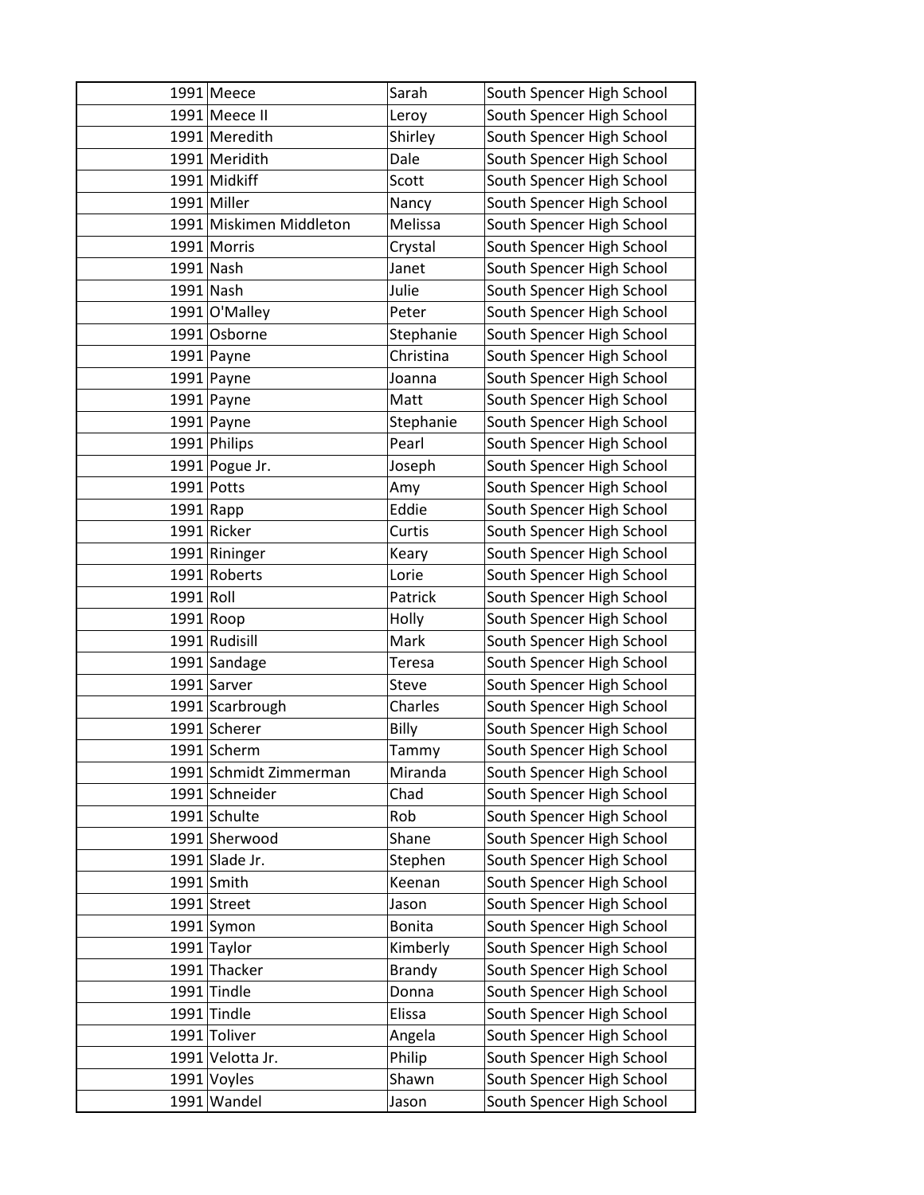| | | | |
|---|---|---|---|
| 1991 | Meece | Sarah | South Spencer High School |
| 1991 | Meece II | Leroy | South Spencer High School |
| 1991 | Meredith | Shirley | South Spencer High School |
| 1991 | Meridith | Dale | South Spencer High School |
| 1991 | Midkiff | Scott | South Spencer High School |
| 1991 | Miller | Nancy | South Spencer High School |
| 1991 | Miskimen Middleton | Melissa | South Spencer High School |
| 1991 | Morris | Crystal | South Spencer High School |
| 1991 | Nash | Janet | South Spencer High School |
| 1991 | Nash | Julie | South Spencer High School |
| 1991 | O'Malley | Peter | South Spencer High School |
| 1991 | Osborne | Stephanie | South Spencer High School |
| 1991 | Payne | Christina | South Spencer High School |
| 1991 | Payne | Joanna | South Spencer High School |
| 1991 | Payne | Matt | South Spencer High School |
| 1991 | Payne | Stephanie | South Spencer High School |
| 1991 | Philips | Pearl | South Spencer High School |
| 1991 | Pogue Jr. | Joseph | South Spencer High School |
| 1991 | Potts | Amy | South Spencer High School |
| 1991 | Rapp | Eddie | South Spencer High School |
| 1991 | Ricker | Curtis | South Spencer High School |
| 1991 | Rininger | Keary | South Spencer High School |
| 1991 | Roberts | Lorie | South Spencer High School |
| 1991 | Roll | Patrick | South Spencer High School |
| 1991 | Roop | Holly | South Spencer High School |
| 1991 | Rudisill | Mark | South Spencer High School |
| 1991 | Sandage | Teresa | South Spencer High School |
| 1991 | Sarver | Steve | South Spencer High School |
| 1991 | Scarbrough | Charles | South Spencer High School |
| 1991 | Scherer | Billy | South Spencer High School |
| 1991 | Scherm | Tammy | South Spencer High School |
| 1991 | Schmidt Zimmerman | Miranda | South Spencer High School |
| 1991 | Schneider | Chad | South Spencer High School |
| 1991 | Schulte | Rob | South Spencer High School |
| 1991 | Sherwood | Shane | South Spencer High School |
| 1991 | Slade Jr. | Stephen | South Spencer High School |
| 1991 | Smith | Keenan | South Spencer High School |
| 1991 | Street | Jason | South Spencer High School |
| 1991 | Symon | Bonita | South Spencer High School |
| 1991 | Taylor | Kimberly | South Spencer High School |
| 1991 | Thacker | Brandy | South Spencer High School |
| 1991 | Tindle | Donna | South Spencer High School |
| 1991 | Tindle | Elissa | South Spencer High School |
| 1991 | Toliver | Angela | South Spencer High School |
| 1991 | Velotta Jr. | Philip | South Spencer High School |
| 1991 | Voyles | Shawn | South Spencer High School |
| 1991 | Wandel | Jason | South Spencer High School |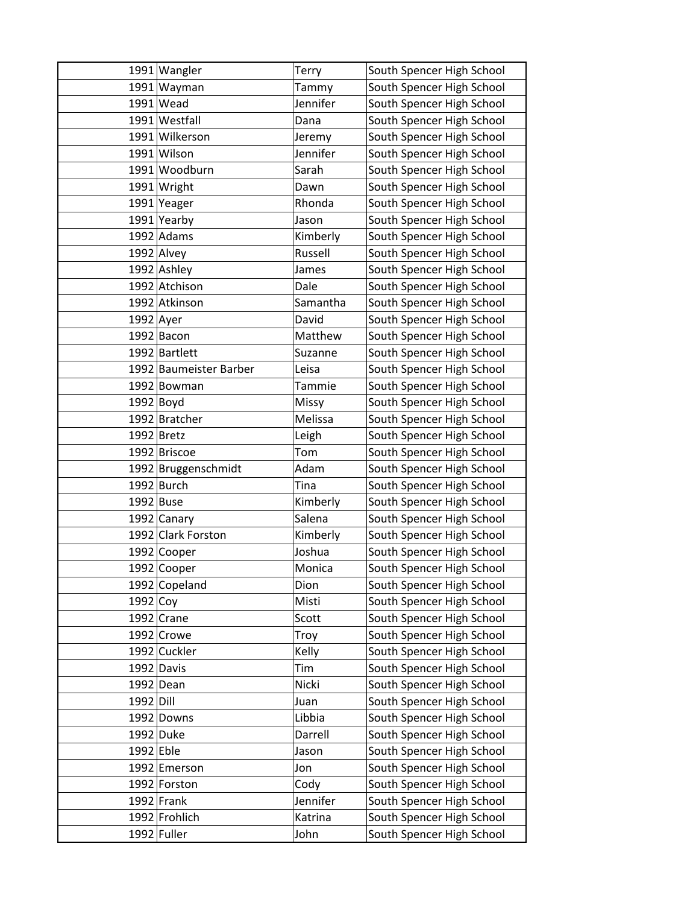| | | | |
|---|---|---|---|
| 1991 | Wangler | Terry | South Spencer High School |
| 1991 | Wayman | Tammy | South Spencer High School |
| 1991 | Wead | Jennifer | South Spencer High School |
| 1991 | Westfall | Dana | South Spencer High School |
| 1991 | Wilkerson | Jeremy | South Spencer High School |
| 1991 | Wilson | Jennifer | South Spencer High School |
| 1991 | Woodburn | Sarah | South Spencer High School |
| 1991 | Wright | Dawn | South Spencer High School |
| 1991 | Yeager | Rhonda | South Spencer High School |
| 1991 | Yearby | Jason | South Spencer High School |
| 1992 | Adams | Kimberly | South Spencer High School |
| 1992 | Alvey | Russell | South Spencer High School |
| 1992 | Ashley | James | South Spencer High School |
| 1992 | Atchison | Dale | South Spencer High School |
| 1992 | Atkinson | Samantha | South Spencer High School |
| 1992 | Ayer | David | South Spencer High School |
| 1992 | Bacon | Matthew | South Spencer High School |
| 1992 | Bartlett | Suzanne | South Spencer High School |
| 1992 | Baumeister Barber | Leisa | South Spencer High School |
| 1992 | Bowman | Tammie | South Spencer High School |
| 1992 | Boyd | Missy | South Spencer High School |
| 1992 | Bratcher | Melissa | South Spencer High School |
| 1992 | Bretz | Leigh | South Spencer High School |
| 1992 | Briscoe | Tom | South Spencer High School |
| 1992 | Bruggenschmidt | Adam | South Spencer High School |
| 1992 | Burch | Tina | South Spencer High School |
| 1992 | Buse | Kimberly | South Spencer High School |
| 1992 | Canary | Salena | South Spencer High School |
| 1992 | Clark Forston | Kimberly | South Spencer High School |
| 1992 | Cooper | Joshua | South Spencer High School |
| 1992 | Cooper | Monica | South Spencer High School |
| 1992 | Copeland | Dion | South Spencer High School |
| 1992 | Coy | Misti | South Spencer High School |
| 1992 | Crane | Scott | South Spencer High School |
| 1992 | Crowe | Troy | South Spencer High School |
| 1992 | Cuckler | Kelly | South Spencer High School |
| 1992 | Davis | Tim | South Spencer High School |
| 1992 | Dean | Nicki | South Spencer High School |
| 1992 | Dill | Juan | South Spencer High School |
| 1992 | Downs | Libbia | South Spencer High School |
| 1992 | Duke | Darrell | South Spencer High School |
| 1992 | Eble | Jason | South Spencer High School |
| 1992 | Emerson | Jon | South Spencer High School |
| 1992 | Forston | Cody | South Spencer High School |
| 1992 | Frank | Jennifer | South Spencer High School |
| 1992 | Frohlich | Katrina | South Spencer High School |
| 1992 | Fuller | John | South Spencer High School |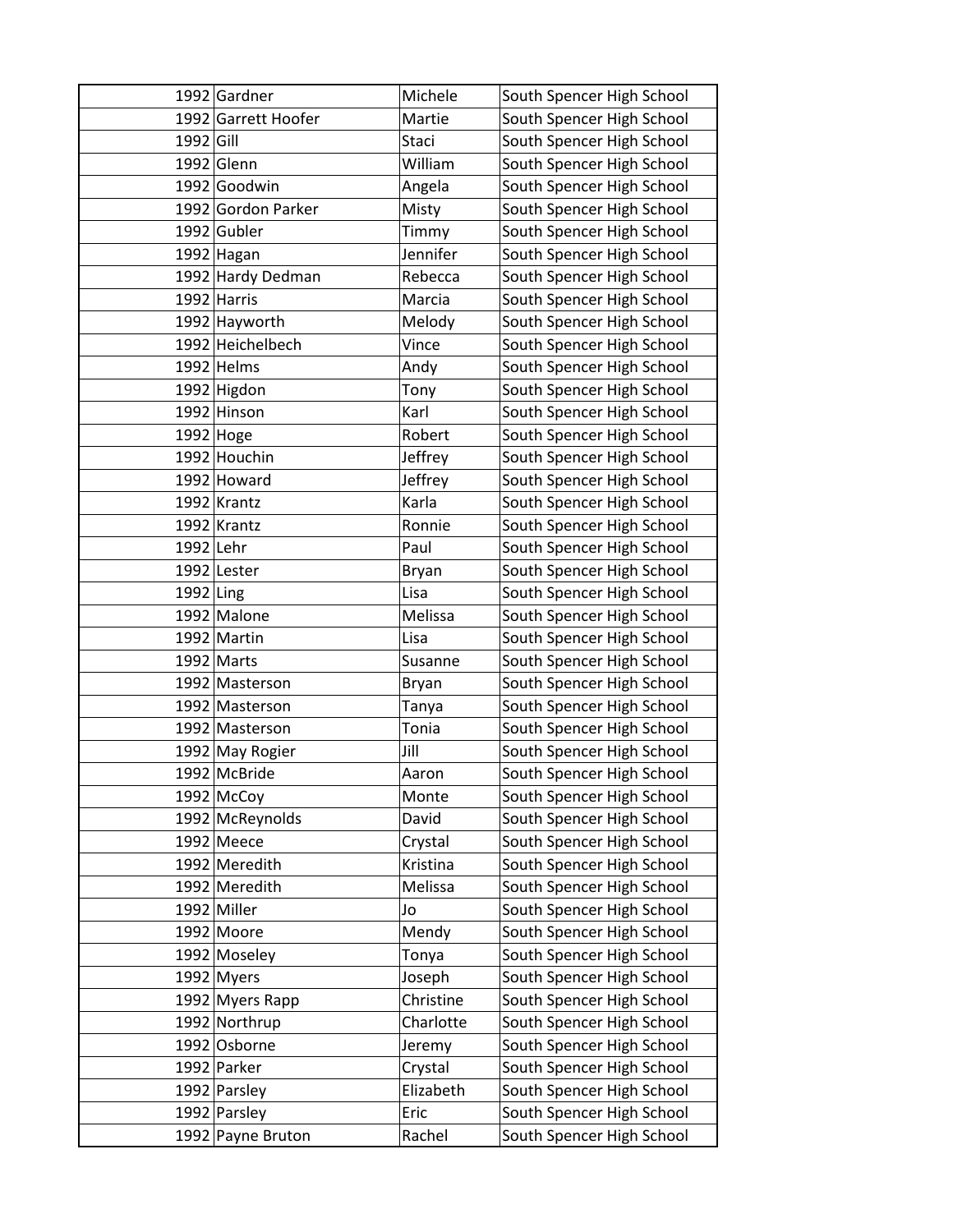| | | | |
|---|---|---|---|
| 1992 | Gardner | Michele | South Spencer High School |
| 1992 | Garrett Hoofer | Martie | South Spencer High School |
| 1992 | Gill | Staci | South Spencer High School |
| 1992 | Glenn | William | South Spencer High School |
| 1992 | Goodwin | Angela | South Spencer High School |
| 1992 | Gordon Parker | Misty | South Spencer High School |
| 1992 | Gubler | Timmy | South Spencer High School |
| 1992 | Hagan | Jennifer | South Spencer High School |
| 1992 | Hardy Dedman | Rebecca | South Spencer High School |
| 1992 | Harris | Marcia | South Spencer High School |
| 1992 | Hayworth | Melody | South Spencer High School |
| 1992 | Heichelbech | Vince | South Spencer High School |
| 1992 | Helms | Andy | South Spencer High School |
| 1992 | Higdon | Tony | South Spencer High School |
| 1992 | Hinson | Karl | South Spencer High School |
| 1992 | Hoge | Robert | South Spencer High School |
| 1992 | Houchin | Jeffrey | South Spencer High School |
| 1992 | Howard | Jeffrey | South Spencer High School |
| 1992 | Krantz | Karla | South Spencer High School |
| 1992 | Krantz | Ronnie | South Spencer High School |
| 1992 | Lehr | Paul | South Spencer High School |
| 1992 | Lester | Bryan | South Spencer High School |
| 1992 | Ling | Lisa | South Spencer High School |
| 1992 | Malone | Melissa | South Spencer High School |
| 1992 | Martin | Lisa | South Spencer High School |
| 1992 | Marts | Susanne | South Spencer High School |
| 1992 | Masterson | Bryan | South Spencer High School |
| 1992 | Masterson | Tanya | South Spencer High School |
| 1992 | Masterson | Tonia | South Spencer High School |
| 1992 | May Rogier | Jill | South Spencer High School |
| 1992 | McBride | Aaron | South Spencer High School |
| 1992 | McCoy | Monte | South Spencer High School |
| 1992 | McReynolds | David | South Spencer High School |
| 1992 | Meece | Crystal | South Spencer High School |
| 1992 | Meredith | Kristina | South Spencer High School |
| 1992 | Meredith | Melissa | South Spencer High School |
| 1992 | Miller | Jo | South Spencer High School |
| 1992 | Moore | Mendy | South Spencer High School |
| 1992 | Moseley | Tonya | South Spencer High School |
| 1992 | Myers | Joseph | South Spencer High School |
| 1992 | Myers Rapp | Christine | South Spencer High School |
| 1992 | Northrup | Charlotte | South Spencer High School |
| 1992 | Osborne | Jeremy | South Spencer High School |
| 1992 | Parker | Crystal | South Spencer High School |
| 1992 | Parsley | Elizabeth | South Spencer High School |
| 1992 | Parsley | Eric | South Spencer High School |
| 1992 | Payne Bruton | Rachel | South Spencer High School |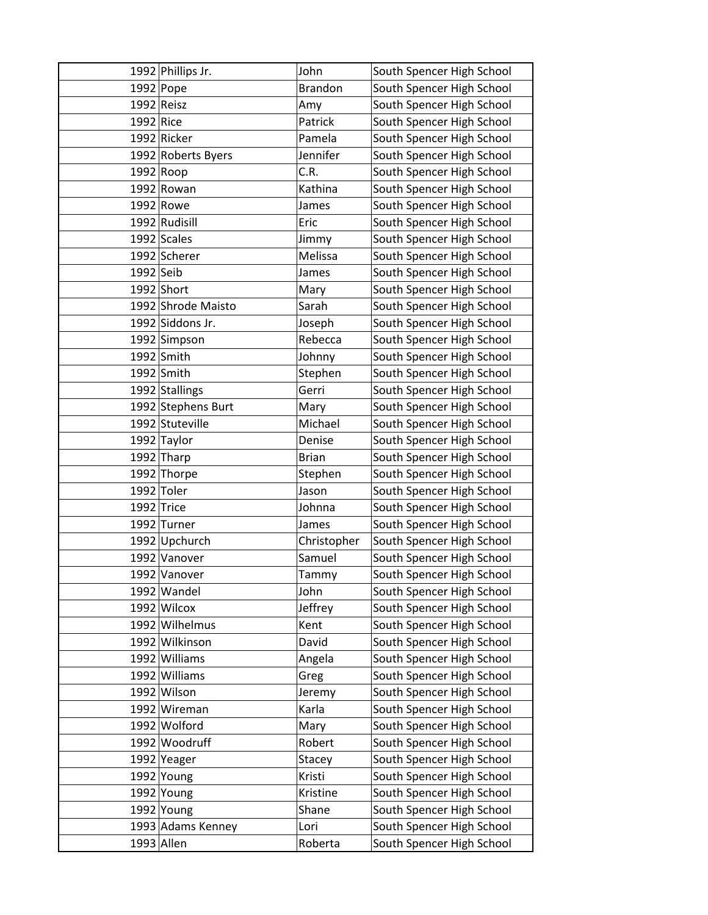| | | | |
|---|---|---|---|
| 1992 | Phillips Jr. | John | South Spencer High School |
| 1992 | Pope | Brandon | South Spencer High School |
| 1992 | Reisz | Amy | South Spencer High School |
| 1992 | Rice | Patrick | South Spencer High School |
| 1992 | Ricker | Pamela | South Spencer High School |
| 1992 | Roberts Byers | Jennifer | South Spencer High School |
| 1992 | Roop | C.R. | South Spencer High School |
| 1992 | Rowan | Kathina | South Spencer High School |
| 1992 | Rowe | James | South Spencer High School |
| 1992 | Rudisill | Eric | South Spencer High School |
| 1992 | Scales | Jimmy | South Spencer High School |
| 1992 | Scherer | Melissa | South Spencer High School |
| 1992 | Seib | James | South Spencer High School |
| 1992 | Short | Mary | South Spencer High School |
| 1992 | Shrode Maisto | Sarah | South Spencer High School |
| 1992 | Siddons Jr. | Joseph | South Spencer High School |
| 1992 | Simpson | Rebecca | South Spencer High School |
| 1992 | Smith | Johnny | South Spencer High School |
| 1992 | Smith | Stephen | South Spencer High School |
| 1992 | Stallings | Gerri | South Spencer High School |
| 1992 | Stephens Burt | Mary | South Spencer High School |
| 1992 | Stuteville | Michael | South Spencer High School |
| 1992 | Taylor | Denise | South Spencer High School |
| 1992 | Tharp | Brian | South Spencer High School |
| 1992 | Thorpe | Stephen | South Spencer High School |
| 1992 | Toler | Jason | South Spencer High School |
| 1992 | Trice | Johnna | South Spencer High School |
| 1992 | Turner | James | South Spencer High School |
| 1992 | Upchurch | Christopher | South Spencer High School |
| 1992 | Vanover | Samuel | South Spencer High School |
| 1992 | Vanover | Tammy | South Spencer High School |
| 1992 | Wandel | John | South Spencer High School |
| 1992 | Wilcox | Jeffrey | South Spencer High School |
| 1992 | Wilhelmus | Kent | South Spencer High School |
| 1992 | Wilkinson | David | South Spencer High School |
| 1992 | Williams | Angela | South Spencer High School |
| 1992 | Williams | Greg | South Spencer High School |
| 1992 | Wilson | Jeremy | South Spencer High School |
| 1992 | Wireman | Karla | South Spencer High School |
| 1992 | Wolford | Mary | South Spencer High School |
| 1992 | Woodruff | Robert | South Spencer High School |
| 1992 | Yeager | Stacey | South Spencer High School |
| 1992 | Young | Kristi | South Spencer High School |
| 1992 | Young | Kristine | South Spencer High School |
| 1992 | Young | Shane | South Spencer High School |
| 1993 | Adams Kenney | Lori | South Spencer High School |
| 1993 | Allen | Roberta | South Spencer High School |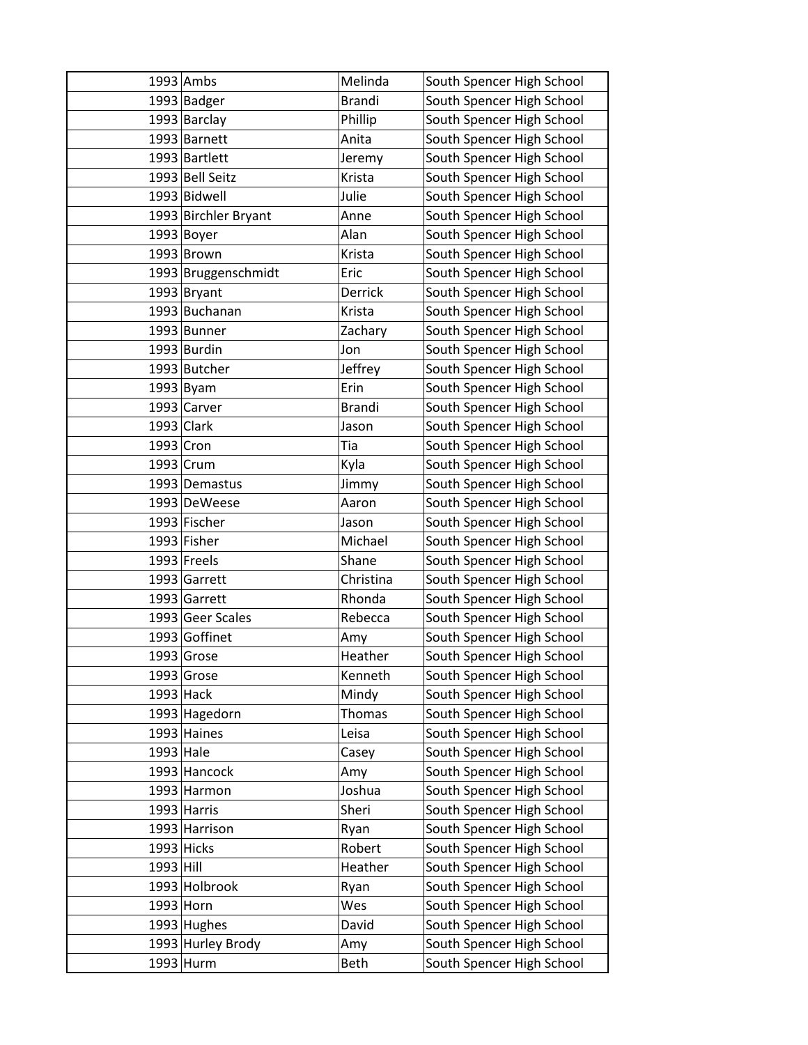| | | | |
|---|---|---|---|
| 1993 | Ambs | Melinda | South Spencer High School |
| 1993 | Badger | Brandi | South Spencer High School |
| 1993 | Barclay | Phillip | South Spencer High School |
| 1993 | Barnett | Anita | South Spencer High School |
| 1993 | Bartlett | Jeremy | South Spencer High School |
| 1993 | Bell Seitz | Krista | South Spencer High School |
| 1993 | Bidwell | Julie | South Spencer High School |
| 1993 | Birchler Bryant | Anne | South Spencer High School |
| 1993 | Boyer | Alan | South Spencer High School |
| 1993 | Brown | Krista | South Spencer High School |
| 1993 | Bruggenschmidt | Eric | South Spencer High School |
| 1993 | Bryant | Derrick | South Spencer High School |
| 1993 | Buchanan | Krista | South Spencer High School |
| 1993 | Bunner | Zachary | South Spencer High School |
| 1993 | Burdin | Jon | South Spencer High School |
| 1993 | Butcher | Jeffrey | South Spencer High School |
| 1993 | Byam | Erin | South Spencer High School |
| 1993 | Carver | Brandi | South Spencer High School |
| 1993 | Clark | Jason | South Spencer High School |
| 1993 | Cron | Tia | South Spencer High School |
| 1993 | Crum | Kyla | South Spencer High School |
| 1993 | Demastus | Jimmy | South Spencer High School |
| 1993 | DeWeese | Aaron | South Spencer High School |
| 1993 | Fischer | Jason | South Spencer High School |
| 1993 | Fisher | Michael | South Spencer High School |
| 1993 | Freels | Shane | South Spencer High School |
| 1993 | Garrett | Christina | South Spencer High School |
| 1993 | Garrett | Rhonda | South Spencer High School |
| 1993 | Geer Scales | Rebecca | South Spencer High School |
| 1993 | Goffinet | Amy | South Spencer High School |
| 1993 | Grose | Heather | South Spencer High School |
| 1993 | Grose | Kenneth | South Spencer High School |
| 1993 | Hack | Mindy | South Spencer High School |
| 1993 | Hagedorn | Thomas | South Spencer High School |
| 1993 | Haines | Leisa | South Spencer High School |
| 1993 | Hale | Casey | South Spencer High School |
| 1993 | Hancock | Amy | South Spencer High School |
| 1993 | Harmon | Joshua | South Spencer High School |
| 1993 | Harris | Sheri | South Spencer High School |
| 1993 | Harrison | Ryan | South Spencer High School |
| 1993 | Hicks | Robert | South Spencer High School |
| 1993 | Hill | Heather | South Spencer High School |
| 1993 | Holbrook | Ryan | South Spencer High School |
| 1993 | Horn | Wes | South Spencer High School |
| 1993 | Hughes | David | South Spencer High School |
| 1993 | Hurley Brody | Amy | South Spencer High School |
| 1993 | Hurm | Beth | South Spencer High School |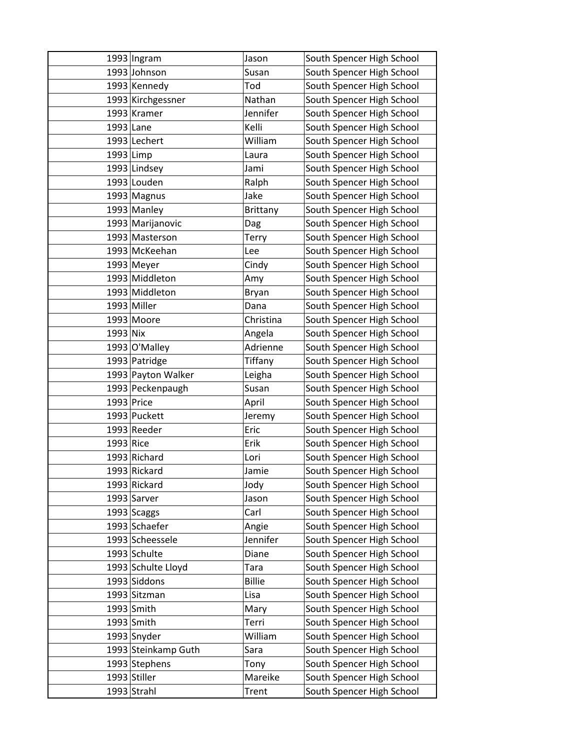| | | | |
|---|---|---|---|
| 1993 | Ingram | Jason | South Spencer High School |
| 1993 | Johnson | Susan | South Spencer High School |
| 1993 | Kennedy | Tod | South Spencer High School |
| 1993 | Kirchgessner | Nathan | South Spencer High School |
| 1993 | Kramer | Jennifer | South Spencer High School |
| 1993 | Lane | Kelli | South Spencer High School |
| 1993 | Lechert | William | South Spencer High School |
| 1993 | Limp | Laura | South Spencer High School |
| 1993 | Lindsey | Jami | South Spencer High School |
| 1993 | Louden | Ralph | South Spencer High School |
| 1993 | Magnus | Jake | South Spencer High School |
| 1993 | Manley | Brittany | South Spencer High School |
| 1993 | Marijanovic | Dag | South Spencer High School |
| 1993 | Masterson | Terry | South Spencer High School |
| 1993 | McKeehan | Lee | South Spencer High School |
| 1993 | Meyer | Cindy | South Spencer High School |
| 1993 | Middleton | Amy | South Spencer High School |
| 1993 | Middleton | Bryan | South Spencer High School |
| 1993 | Miller | Dana | South Spencer High School |
| 1993 | Moore | Christina | South Spencer High School |
| 1993 | Nix | Angela | South Spencer High School |
| 1993 | O'Malley | Adrienne | South Spencer High School |
| 1993 | Patridge | Tiffany | South Spencer High School |
| 1993 | Payton Walker | Leigha | South Spencer High School |
| 1993 | Peckenpaugh | Susan | South Spencer High School |
| 1993 | Price | April | South Spencer High School |
| 1993 | Puckett | Jeremy | South Spencer High School |
| 1993 | Reeder | Eric | South Spencer High School |
| 1993 | Rice | Erik | South Spencer High School |
| 1993 | Richard | Lori | South Spencer High School |
| 1993 | Rickard | Jamie | South Spencer High School |
| 1993 | Rickard | Jody | South Spencer High School |
| 1993 | Sarver | Jason | South Spencer High School |
| 1993 | Scaggs | Carl | South Spencer High School |
| 1993 | Schaefer | Angie | South Spencer High School |
| 1993 | Scheessele | Jennifer | South Spencer High School |
| 1993 | Schulte | Diane | South Spencer High School |
| 1993 | Schulte Lloyd | Tara | South Spencer High School |
| 1993 | Siddons | Billie | South Spencer High School |
| 1993 | Sitzman | Lisa | South Spencer High School |
| 1993 | Smith | Mary | South Spencer High School |
| 1993 | Smith | Terri | South Spencer High School |
| 1993 | Snyder | William | South Spencer High School |
| 1993 | Steinkamp Guth | Sara | South Spencer High School |
| 1993 | Stephens | Tony | South Spencer High School |
| 1993 | Stiller | Mareike | South Spencer High School |
| 1993 | Strahl | Trent | South Spencer High School |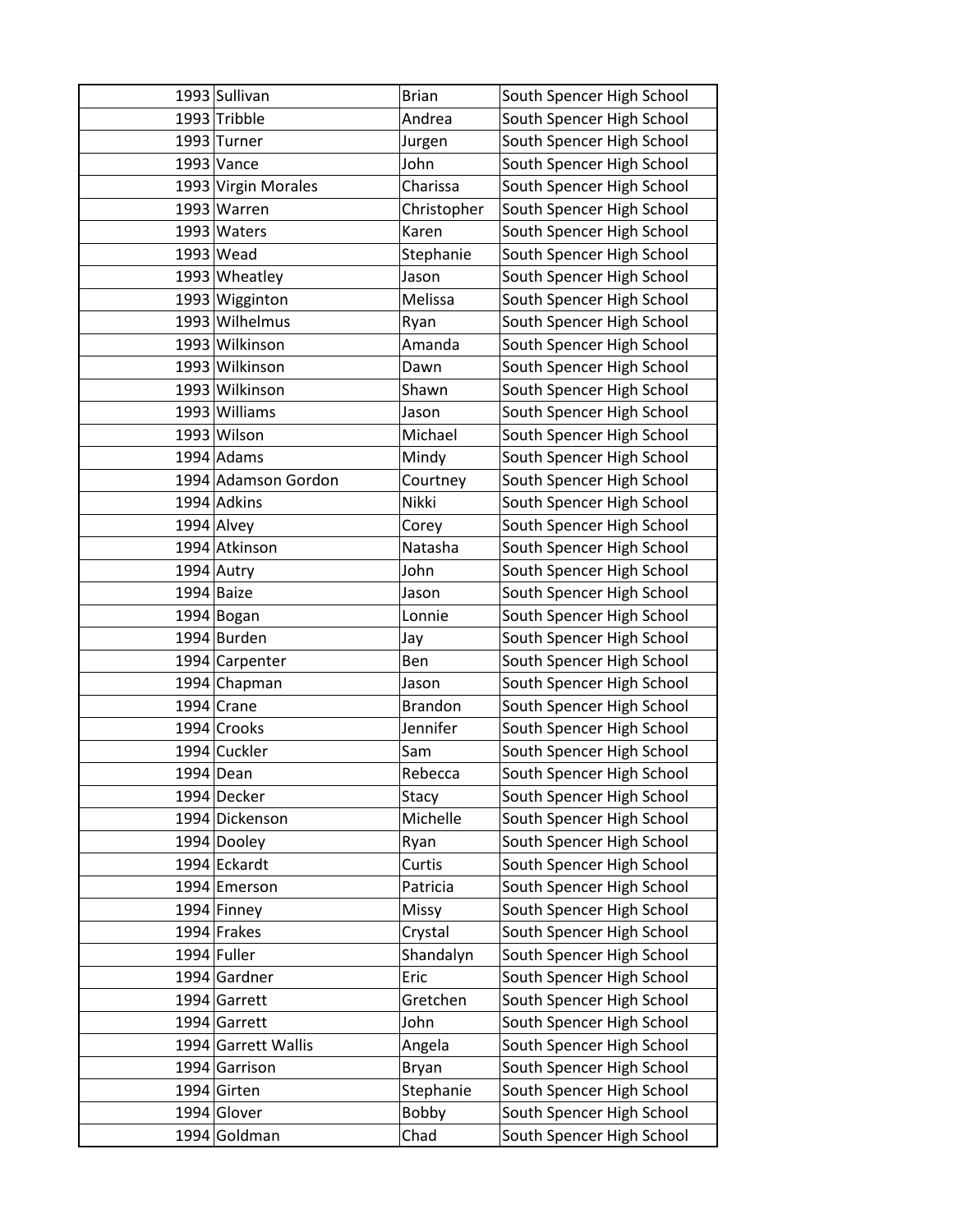| | | | |
|---|---|---|---|
| 1993 | Sullivan | Brian | South Spencer High School |
| 1993 | Tribble | Andrea | South Spencer High School |
| 1993 | Turner | Jurgen | South Spencer High School |
| 1993 | Vance | John | South Spencer High School |
| 1993 | Virgin Morales | Charissa | South Spencer High School |
| 1993 | Warren | Christopher | South Spencer High School |
| 1993 | Waters | Karen | South Spencer High School |
| 1993 | Wead | Stephanie | South Spencer High School |
| 1993 | Wheatley | Jason | South Spencer High School |
| 1993 | Wigginton | Melissa | South Spencer High School |
| 1993 | Wilhelmus | Ryan | South Spencer High School |
| 1993 | Wilkinson | Amanda | South Spencer High School |
| 1993 | Wilkinson | Dawn | South Spencer High School |
| 1993 | Wilkinson | Shawn | South Spencer High School |
| 1993 | Williams | Jason | South Spencer High School |
| 1993 | Wilson | Michael | South Spencer High School |
| 1994 | Adams | Mindy | South Spencer High School |
| 1994 | Adamson Gordon | Courtney | South Spencer High School |
| 1994 | Adkins | Nikki | South Spencer High School |
| 1994 | Alvey | Corey | South Spencer High School |
| 1994 | Atkinson | Natasha | South Spencer High School |
| 1994 | Autry | John | South Spencer High School |
| 1994 | Baize | Jason | South Spencer High School |
| 1994 | Bogan | Lonnie | South Spencer High School |
| 1994 | Burden | Jay | South Spencer High School |
| 1994 | Carpenter | Ben | South Spencer High School |
| 1994 | Chapman | Jason | South Spencer High School |
| 1994 | Crane | Brandon | South Spencer High School |
| 1994 | Crooks | Jennifer | South Spencer High School |
| 1994 | Cuckler | Sam | South Spencer High School |
| 1994 | Dean | Rebecca | South Spencer High School |
| 1994 | Decker | Stacy | South Spencer High School |
| 1994 | Dickenson | Michelle | South Spencer High School |
| 1994 | Dooley | Ryan | South Spencer High School |
| 1994 | Eckardt | Curtis | South Spencer High School |
| 1994 | Emerson | Patricia | South Spencer High School |
| 1994 | Finney | Missy | South Spencer High School |
| 1994 | Frakes | Crystal | South Spencer High School |
| 1994 | Fuller | Shandalyn | South Spencer High School |
| 1994 | Gardner | Eric | South Spencer High School |
| 1994 | Garrett | Gretchen | South Spencer High School |
| 1994 | Garrett | John | South Spencer High School |
| 1994 | Garrett Wallis | Angela | South Spencer High School |
| 1994 | Garrison | Bryan | South Spencer High School |
| 1994 | Girten | Stephanie | South Spencer High School |
| 1994 | Glover | Bobby | South Spencer High School |
| 1994 | Goldman | Chad | South Spencer High School |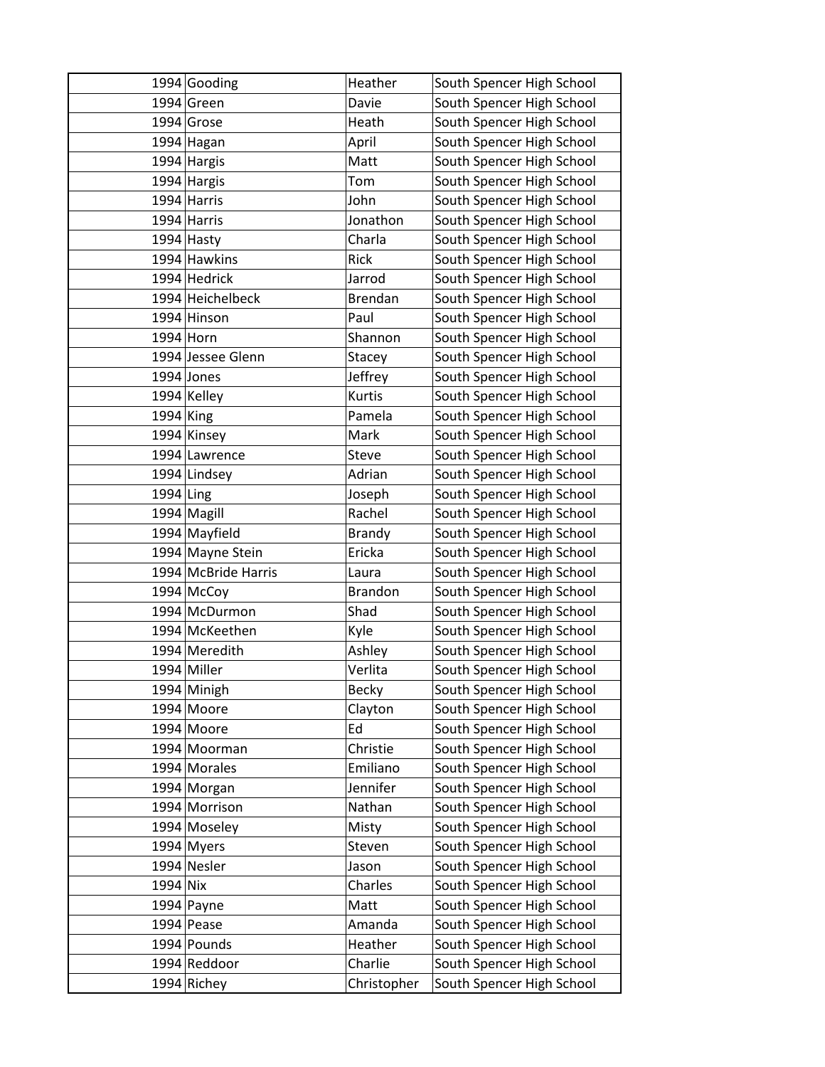| | | | |
|---|---|---|---|
| 1994 | Gooding | Heather | South Spencer High School |
| 1994 | Green | Davie | South Spencer High School |
| 1994 | Grose | Heath | South Spencer High School |
| 1994 | Hagan | April | South Spencer High School |
| 1994 | Hargis | Matt | South Spencer High School |
| 1994 | Hargis | Tom | South Spencer High School |
| 1994 | Harris | John | South Spencer High School |
| 1994 | Harris | Jonathon | South Spencer High School |
| 1994 | Hasty | Charla | South Spencer High School |
| 1994 | Hawkins | Rick | South Spencer High School |
| 1994 | Hedrick | Jarrod | South Spencer High School |
| 1994 | Heichelbeck | Brendan | South Spencer High School |
| 1994 | Hinson | Paul | South Spencer High School |
| 1994 | Horn | Shannon | South Spencer High School |
| 1994 | Jessee Glenn | Stacey | South Spencer High School |
| 1994 | Jones | Jeffrey | South Spencer High School |
| 1994 | Kelley | Kurtis | South Spencer High School |
| 1994 | King | Pamela | South Spencer High School |
| 1994 | Kinsey | Mark | South Spencer High School |
| 1994 | Lawrence | Steve | South Spencer High School |
| 1994 | Lindsey | Adrian | South Spencer High School |
| 1994 | Ling | Joseph | South Spencer High School |
| 1994 | Magill | Rachel | South Spencer High School |
| 1994 | Mayfield | Brandy | South Spencer High School |
| 1994 | Mayne Stein | Ericka | South Spencer High School |
| 1994 | McBride Harris | Laura | South Spencer High School |
| 1994 | McCoy | Brandon | South Spencer High School |
| 1994 | McDurmon | Shad | South Spencer High School |
| 1994 | McKeethen | Kyle | South Spencer High School |
| 1994 | Meredith | Ashley | South Spencer High School |
| 1994 | Miller | Verlita | South Spencer High School |
| 1994 | Minigh | Becky | South Spencer High School |
| 1994 | Moore | Clayton | South Spencer High School |
| 1994 | Moore | Ed | South Spencer High School |
| 1994 | Moorman | Christie | South Spencer High School |
| 1994 | Morales | Emiliano | South Spencer High School |
| 1994 | Morgan | Jennifer | South Spencer High School |
| 1994 | Morrison | Nathan | South Spencer High School |
| 1994 | Moseley | Misty | South Spencer High School |
| 1994 | Myers | Steven | South Spencer High School |
| 1994 | Nesler | Jason | South Spencer High School |
| 1994 | Nix | Charles | South Spencer High School |
| 1994 | Payne | Matt | South Spencer High School |
| 1994 | Pease | Amanda | South Spencer High School |
| 1994 | Pounds | Heather | South Spencer High School |
| 1994 | Reddoor | Charlie | South Spencer High School |
| 1994 | Richey | Christopher | South Spencer High School |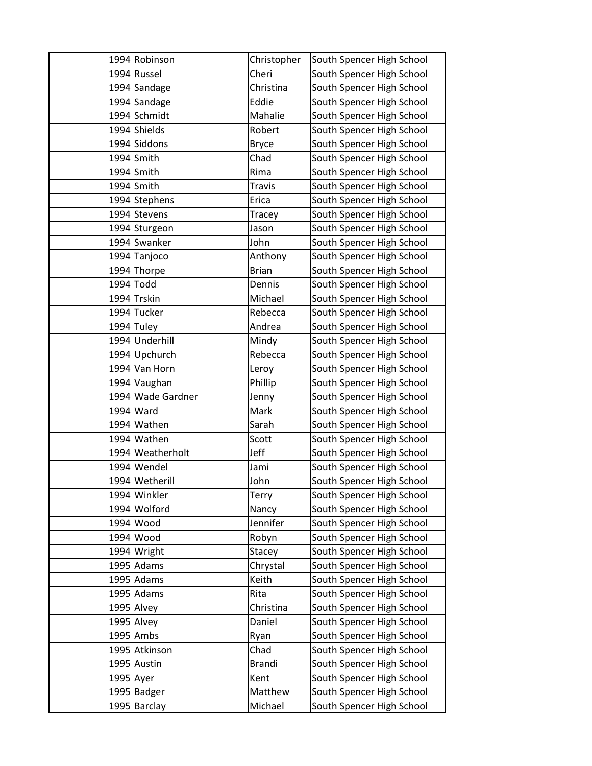| | | | |
|---|---|---|---|
| 1994 | Robinson | Christopher | South Spencer High School |
| 1994 | Russel | Cheri | South Spencer High School |
| 1994 | Sandage | Christina | South Spencer High School |
| 1994 | Sandage | Eddie | South Spencer High School |
| 1994 | Schmidt | Mahalie | South Spencer High School |
| 1994 | Shields | Robert | South Spencer High School |
| 1994 | Siddons | Bryce | South Spencer High School |
| 1994 | Smith | Chad | South Spencer High School |
| 1994 | Smith | Rima | South Spencer High School |
| 1994 | Smith | Travis | South Spencer High School |
| 1994 | Stephens | Erica | South Spencer High School |
| 1994 | Stevens | Tracey | South Spencer High School |
| 1994 | Sturgeon | Jason | South Spencer High School |
| 1994 | Swanker | John | South Spencer High School |
| 1994 | Tanjoco | Anthony | South Spencer High School |
| 1994 | Thorpe | Brian | South Spencer High School |
| 1994 | Todd | Dennis | South Spencer High School |
| 1994 | Trskin | Michael | South Spencer High School |
| 1994 | Tucker | Rebecca | South Spencer High School |
| 1994 | Tuley | Andrea | South Spencer High School |
| 1994 | Underhill | Mindy | South Spencer High School |
| 1994 | Upchurch | Rebecca | South Spencer High School |
| 1994 | Van Horn | Leroy | South Spencer High School |
| 1994 | Vaughan | Phillip | South Spencer High School |
| 1994 | Wade Gardner | Jenny | South Spencer High School |
| 1994 | Ward | Mark | South Spencer High School |
| 1994 | Wathen | Sarah | South Spencer High School |
| 1994 | Wathen | Scott | South Spencer High School |
| 1994 | Weatherholt | Jeff | South Spencer High School |
| 1994 | Wendel | Jami | South Spencer High School |
| 1994 | Wetherill | John | South Spencer High School |
| 1994 | Winkler | Terry | South Spencer High School |
| 1994 | Wolford | Nancy | South Spencer High School |
| 1994 | Wood | Jennifer | South Spencer High School |
| 1994 | Wood | Robyn | South Spencer High School |
| 1994 | Wright | Stacey | South Spencer High School |
| 1995 | Adams | Chrystal | South Spencer High School |
| 1995 | Adams | Keith | South Spencer High School |
| 1995 | Adams | Rita | South Spencer High School |
| 1995 | Alvey | Christina | South Spencer High School |
| 1995 | Alvey | Daniel | South Spencer High School |
| 1995 | Ambs | Ryan | South Spencer High School |
| 1995 | Atkinson | Chad | South Spencer High School |
| 1995 | Austin | Brandi | South Spencer High School |
| 1995 | Ayer | Kent | South Spencer High School |
| 1995 | Badger | Matthew | South Spencer High School |
| 1995 | Barclay | Michael | South Spencer High School |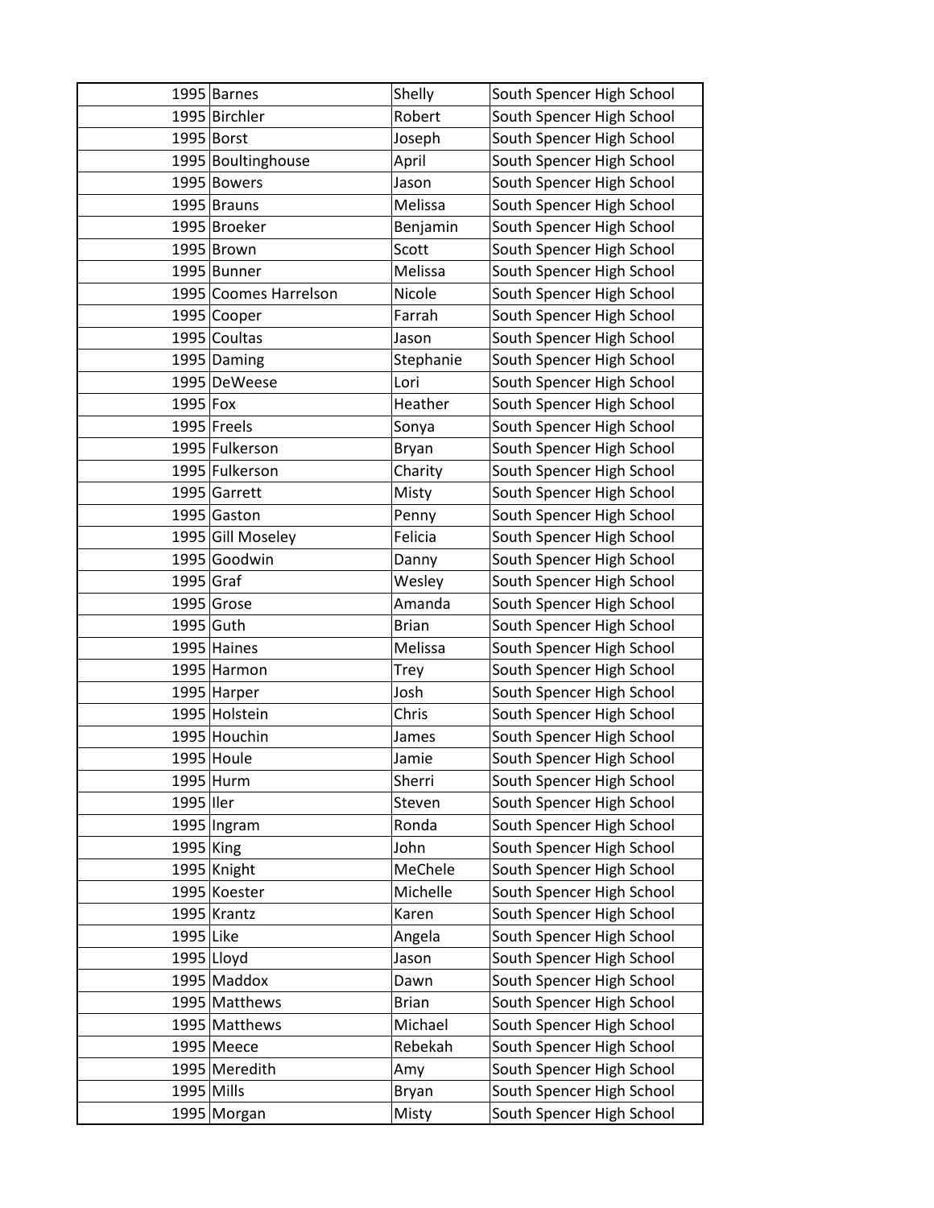| | | | |
|---|---|---|---|
| 1995 | Barnes | Shelly | South Spencer High School |
| 1995 | Birchler | Robert | South Spencer High School |
| 1995 | Borst | Joseph | South Spencer High School |
| 1995 | Boultinghouse | April | South Spencer High School |
| 1995 | Bowers | Jason | South Spencer High School |
| 1995 | Brauns | Melissa | South Spencer High School |
| 1995 | Broeker | Benjamin | South Spencer High School |
| 1995 | Brown | Scott | South Spencer High School |
| 1995 | Bunner | Melissa | South Spencer High School |
| 1995 | Coomes Harrelson | Nicole | South Spencer High School |
| 1995 | Cooper | Farrah | South Spencer High School |
| 1995 | Coultas | Jason | South Spencer High School |
| 1995 | Daming | Stephanie | South Spencer High School |
| 1995 | DeWeese | Lori | South Spencer High School |
| 1995 | Fox | Heather | South Spencer High School |
| 1995 | Freels | Sonya | South Spencer High School |
| 1995 | Fulkerson | Bryan | South Spencer High School |
| 1995 | Fulkerson | Charity | South Spencer High School |
| 1995 | Garrett | Misty | South Spencer High School |
| 1995 | Gaston | Penny | South Spencer High School |
| 1995 | Gill Moseley | Felicia | South Spencer High School |
| 1995 | Goodwin | Danny | South Spencer High School |
| 1995 | Graf | Wesley | South Spencer High School |
| 1995 | Grose | Amanda | South Spencer High School |
| 1995 | Guth | Brian | South Spencer High School |
| 1995 | Haines | Melissa | South Spencer High School |
| 1995 | Harmon | Trey | South Spencer High School |
| 1995 | Harper | Josh | South Spencer High School |
| 1995 | Holstein | Chris | South Spencer High School |
| 1995 | Houchin | James | South Spencer High School |
| 1995 | Houle | Jamie | South Spencer High School |
| 1995 | Hurm | Sherri | South Spencer High School |
| 1995 | Iler | Steven | South Spencer High School |
| 1995 | Ingram | Ronda | South Spencer High School |
| 1995 | King | John | South Spencer High School |
| 1995 | Knight | MeChele | South Spencer High School |
| 1995 | Koester | Michelle | South Spencer High School |
| 1995 | Krantz | Karen | South Spencer High School |
| 1995 | Like | Angela | South Spencer High School |
| 1995 | Lloyd | Jason | South Spencer High School |
| 1995 | Maddox | Dawn | South Spencer High School |
| 1995 | Matthews | Brian | South Spencer High School |
| 1995 | Matthews | Michael | South Spencer High School |
| 1995 | Meece | Rebekah | South Spencer High School |
| 1995 | Meredith | Amy | South Spencer High School |
| 1995 | Mills | Bryan | South Spencer High School |
| 1995 | Morgan | Misty | South Spencer High School |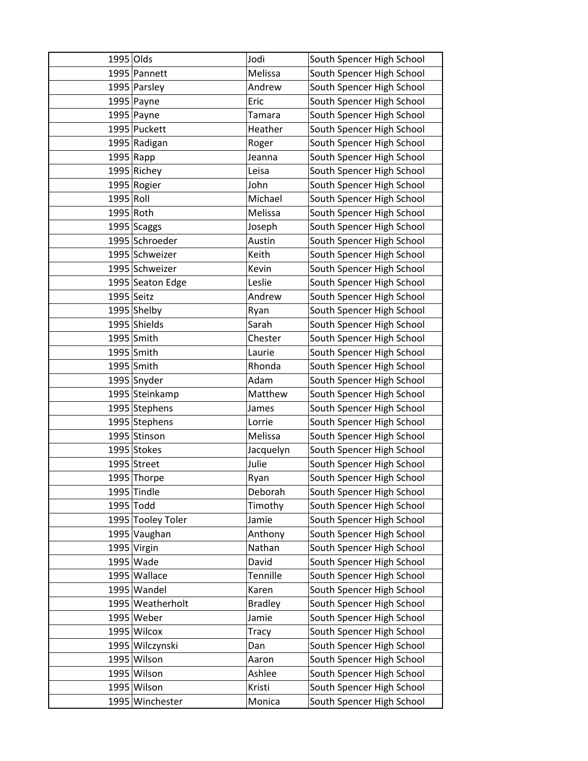| 1995 | Olds | Jodi | South Spencer High School |
|---|---|---|---|
| 1995 | Pannett | Melissa | South Spencer High School |
| 1995 | Parsley | Andrew | South Spencer High School |
| 1995 | Payne | Eric | South Spencer High School |
| 1995 | Payne | Tamara | South Spencer High School |
| 1995 | Puckett | Heather | South Spencer High School |
| 1995 | Radigan | Roger | South Spencer High School |
| 1995 | Rapp | Jeanna | South Spencer High School |
| 1995 | Richey | Leisa | South Spencer High School |
| 1995 | Rogier | John | South Spencer High School |
| 1995 | Roll | Michael | South Spencer High School |
| 1995 | Roth | Melissa | South Spencer High School |
| 1995 | Scaggs | Joseph | South Spencer High School |
| 1995 | Schroeder | Austin | South Spencer High School |
| 1995 | Schweizer | Keith | South Spencer High School |
| 1995 | Schweizer | Kevin | South Spencer High School |
| 1995 | Seaton Edge | Leslie | South Spencer High School |
| 1995 | Seitz | Andrew | South Spencer High School |
| 1995 | Shelby | Ryan | South Spencer High School |
| 1995 | Shields | Sarah | South Spencer High School |
| 1995 | Smith | Chester | South Spencer High School |
| 1995 | Smith | Laurie | South Spencer High School |
| 1995 | Smith | Rhonda | South Spencer High School |
| 1995 | Snyder | Adam | South Spencer High School |
| 1995 | Steinkamp | Matthew | South Spencer High School |
| 1995 | Stephens | James | South Spencer High School |
| 1995 | Stephens | Lorrie | South Spencer High School |
| 1995 | Stinson | Melissa | South Spencer High School |
| 1995 | Stokes | Jacquelyn | South Spencer High School |
| 1995 | Street | Julie | South Spencer High School |
| 1995 | Thorpe | Ryan | South Spencer High School |
| 1995 | Tindle | Deborah | South Spencer High School |
| 1995 | Todd | Timothy | South Spencer High School |
| 1995 | Tooley Toler | Jamie | South Spencer High School |
| 1995 | Vaughan | Anthony | South Spencer High School |
| 1995 | Virgin | Nathan | South Spencer High School |
| 1995 | Wade | David | South Spencer High School |
| 1995 | Wallace | Tennille | South Spencer High School |
| 1995 | Wandel | Karen | South Spencer High School |
| 1995 | Weatherholt | Bradley | South Spencer High School |
| 1995 | Weber | Jamie | South Spencer High School |
| 1995 | Wilcox | Tracy | South Spencer High School |
| 1995 | Wilczynski | Dan | South Spencer High School |
| 1995 | Wilson | Aaron | South Spencer High School |
| 1995 | Wilson | Ashlee | South Spencer High School |
| 1995 | Wilson | Kristi | South Spencer High School |
| 1995 | Winchester | Monica | South Spencer High School |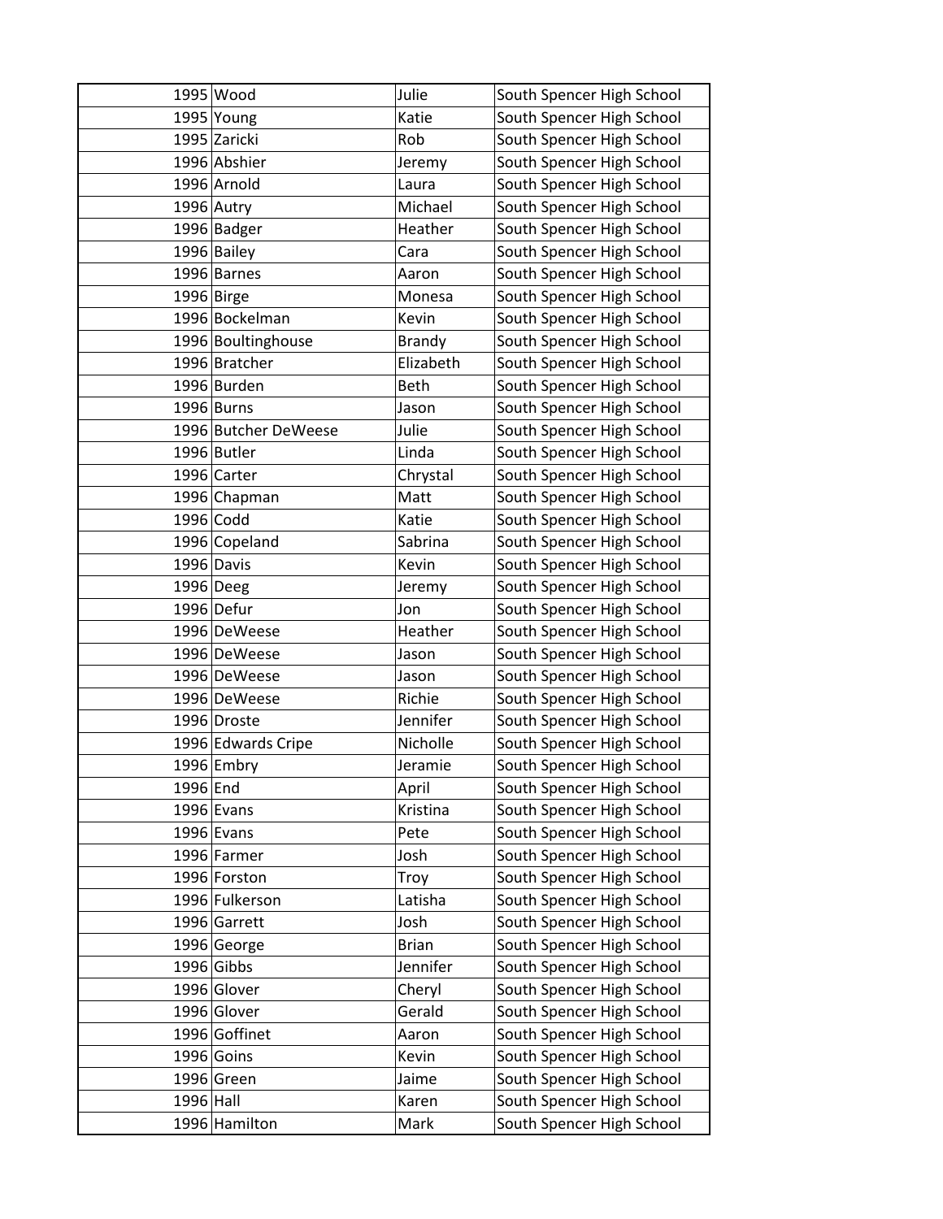| | | | |
|---|---|---|---|
| 1995 | Wood | Julie | South Spencer High School |
| 1995 | Young | Katie | South Spencer High School |
| 1995 | Zaricki | Rob | South Spencer High School |
| 1996 | Abshier | Jeremy | South Spencer High School |
| 1996 | Arnold | Laura | South Spencer High School |
| 1996 | Autry | Michael | South Spencer High School |
| 1996 | Badger | Heather | South Spencer High School |
| 1996 | Bailey | Cara | South Spencer High School |
| 1996 | Barnes | Aaron | South Spencer High School |
| 1996 | Birge | Monesa | South Spencer High School |
| 1996 | Bockelman | Kevin | South Spencer High School |
| 1996 | Boultinghouse | Brandy | South Spencer High School |
| 1996 | Bratcher | Elizabeth | South Spencer High School |
| 1996 | Burden | Beth | South Spencer High School |
| 1996 | Burns | Jason | South Spencer High School |
| 1996 | Butcher DeWeese | Julie | South Spencer High School |
| 1996 | Butler | Linda | South Spencer High School |
| 1996 | Carter | Chrystal | South Spencer High School |
| 1996 | Chapman | Matt | South Spencer High School |
| 1996 | Codd | Katie | South Spencer High School |
| 1996 | Copeland | Sabrina | South Spencer High School |
| 1996 | Davis | Kevin | South Spencer High School |
| 1996 | Deeg | Jeremy | South Spencer High School |
| 1996 | Defur | Jon | South Spencer High School |
| 1996 | DeWeese | Heather | South Spencer High School |
| 1996 | DeWeese | Jason | South Spencer High School |
| 1996 | DeWeese | Jason | South Spencer High School |
| 1996 | DeWeese | Richie | South Spencer High School |
| 1996 | Droste | Jennifer | South Spencer High School |
| 1996 | Edwards Cripe | Nicholle | South Spencer High School |
| 1996 | Embry | Jeramie | South Spencer High School |
| 1996 | End | April | South Spencer High School |
| 1996 | Evans | Kristina | South Spencer High School |
| 1996 | Evans | Pete | South Spencer High School |
| 1996 | Farmer | Josh | South Spencer High School |
| 1996 | Forston | Troy | South Spencer High School |
| 1996 | Fulkerson | Latisha | South Spencer High School |
| 1996 | Garrett | Josh | South Spencer High School |
| 1996 | George | Brian | South Spencer High School |
| 1996 | Gibbs | Jennifer | South Spencer High School |
| 1996 | Glover | Cheryl | South Spencer High School |
| 1996 | Glover | Gerald | South Spencer High School |
| 1996 | Goffinet | Aaron | South Spencer High School |
| 1996 | Goins | Kevin | South Spencer High School |
| 1996 | Green | Jaime | South Spencer High School |
| 1996 | Hall | Karen | South Spencer High School |
| 1996 | Hamilton | Mark | South Spencer High School |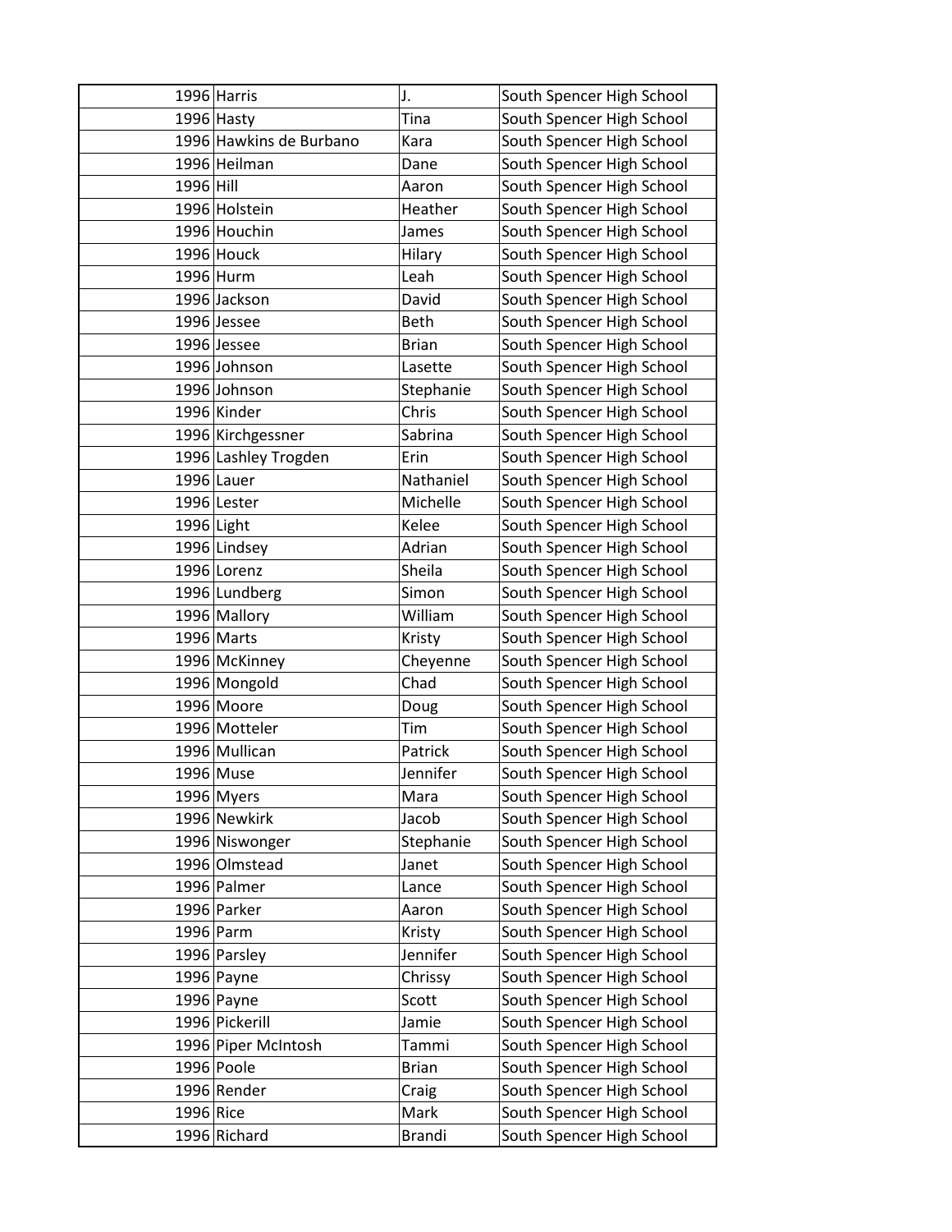| | | | |
|---|---|---|---|
| 1996 | Harris | J. | South Spencer High School |
| 1996 | Hasty | Tina | South Spencer High School |
| 1996 | Hawkins de Burbano | Kara | South Spencer High School |
| 1996 | Heilman | Dane | South Spencer High School |
| 1996 | Hill | Aaron | South Spencer High School |
| 1996 | Holstein | Heather | South Spencer High School |
| 1996 | Houchin | James | South Spencer High School |
| 1996 | Houck | Hilary | South Spencer High School |
| 1996 | Hurm | Leah | South Spencer High School |
| 1996 | Jackson | David | South Spencer High School |
| 1996 | Jessee | Beth | South Spencer High School |
| 1996 | Jessee | Brian | South Spencer High School |
| 1996 | Johnson | Lasette | South Spencer High School |
| 1996 | Johnson | Stephanie | South Spencer High School |
| 1996 | Kinder | Chris | South Spencer High School |
| 1996 | Kirchgessner | Sabrina | South Spencer High School |
| 1996 | Lashley Trogden | Erin | South Spencer High School |
| 1996 | Lauer | Nathaniel | South Spencer High School |
| 1996 | Lester | Michelle | South Spencer High School |
| 1996 | Light | Kelee | South Spencer High School |
| 1996 | Lindsey | Adrian | South Spencer High School |
| 1996 | Lorenz | Sheila | South Spencer High School |
| 1996 | Lundberg | Simon | South Spencer High School |
| 1996 | Mallory | William | South Spencer High School |
| 1996 | Marts | Kristy | South Spencer High School |
| 1996 | McKinney | Cheyenne | South Spencer High School |
| 1996 | Mongold | Chad | South Spencer High School |
| 1996 | Moore | Doug | South Spencer High School |
| 1996 | Motteler | Tim | South Spencer High School |
| 1996 | Mullican | Patrick | South Spencer High School |
| 1996 | Muse | Jennifer | South Spencer High School |
| 1996 | Myers | Mara | South Spencer High School |
| 1996 | Newkirk | Jacob | South Spencer High School |
| 1996 | Niswonger | Stephanie | South Spencer High School |
| 1996 | Olmstead | Janet | South Spencer High School |
| 1996 | Palmer | Lance | South Spencer High School |
| 1996 | Parker | Aaron | South Spencer High School |
| 1996 | Parm | Kristy | South Spencer High School |
| 1996 | Parsley | Jennifer | South Spencer High School |
| 1996 | Payne | Chrissy | South Spencer High School |
| 1996 | Payne | Scott | South Spencer High School |
| 1996 | Pickerill | Jamie | South Spencer High School |
| 1996 | Piper McIntosh | Tammi | South Spencer High School |
| 1996 | Poole | Brian | South Spencer High School |
| 1996 | Render | Craig | South Spencer High School |
| 1996 | Rice | Mark | South Spencer High School |
| 1996 | Richard | Brandi | South Spencer High School |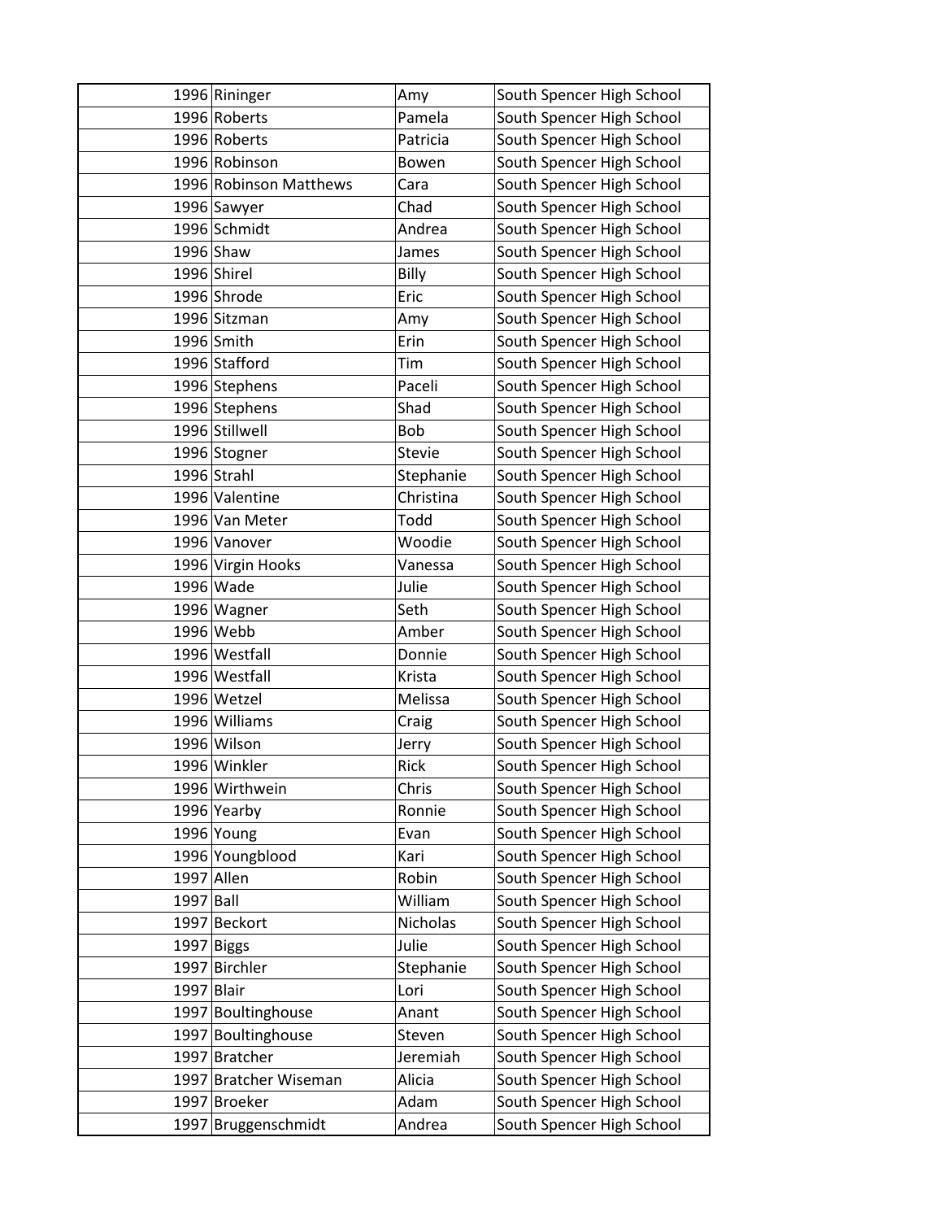| | | | |
|---|---|---|---|
| 1996 | Rininger | Amy | South Spencer High School |
| 1996 | Roberts | Pamela | South Spencer High School |
| 1996 | Roberts | Patricia | South Spencer High School |
| 1996 | Robinson | Bowen | South Spencer High School |
| 1996 | Robinson Matthews | Cara | South Spencer High School |
| 1996 | Sawyer | Chad | South Spencer High School |
| 1996 | Schmidt | Andrea | South Spencer High School |
| 1996 | Shaw | James | South Spencer High School |
| 1996 | Shirel | Billy | South Spencer High School |
| 1996 | Shrode | Eric | South Spencer High School |
| 1996 | Sitzman | Amy | South Spencer High School |
| 1996 | Smith | Erin | South Spencer High School |
| 1996 | Stafford | Tim | South Spencer High School |
| 1996 | Stephens | Paceli | South Spencer High School |
| 1996 | Stephens | Shad | South Spencer High School |
| 1996 | Stillwell | Bob | South Spencer High School |
| 1996 | Stogner | Stevie | South Spencer High School |
| 1996 | Strahl | Stephanie | South Spencer High School |
| 1996 | Valentine | Christina | South Spencer High School |
| 1996 | Van Meter | Todd | South Spencer High School |
| 1996 | Vanover | Woodie | South Spencer High School |
| 1996 | Virgin Hooks | Vanessa | South Spencer High School |
| 1996 | Wade | Julie | South Spencer High School |
| 1996 | Wagner | Seth | South Spencer High School |
| 1996 | Webb | Amber | South Spencer High School |
| 1996 | Westfall | Donnie | South Spencer High School |
| 1996 | Westfall | Krista | South Spencer High School |
| 1996 | Wetzel | Melissa | South Spencer High School |
| 1996 | Williams | Craig | South Spencer High School |
| 1996 | Wilson | Jerry | South Spencer High School |
| 1996 | Winkler | Rick | South Spencer High School |
| 1996 | Wirthwein | Chris | South Spencer High School |
| 1996 | Yearby | Ronnie | South Spencer High School |
| 1996 | Young | Evan | South Spencer High School |
| 1996 | Youngblood | Kari | South Spencer High School |
| 1997 | Allen | Robin | South Spencer High School |
| 1997 | Ball | William | South Spencer High School |
| 1997 | Beckort | Nicholas | South Spencer High School |
| 1997 | Biggs | Julie | South Spencer High School |
| 1997 | Birchler | Stephanie | South Spencer High School |
| 1997 | Blair | Lori | South Spencer High School |
| 1997 | Boultinghouse | Anant | South Spencer High School |
| 1997 | Boultinghouse | Steven | South Spencer High School |
| 1997 | Bratcher | Jeremiah | South Spencer High School |
| 1997 | Bratcher Wiseman | Alicia | South Spencer High School |
| 1997 | Broeker | Adam | South Spencer High School |
| 1997 | Bruggenschmidt | Andrea | South Spencer High School |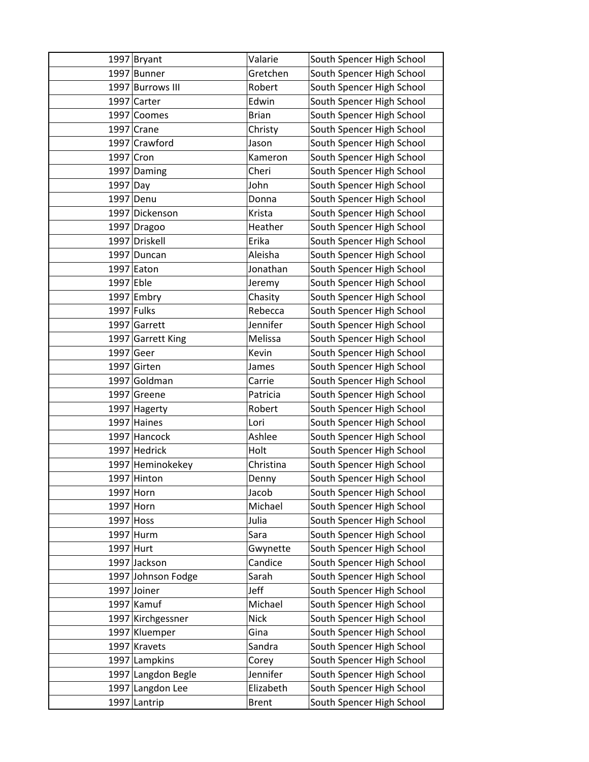| | | | |
|---|---|---|---|
| 1997 | Bryant | Valarie | South Spencer High School |
| 1997 | Bunner | Gretchen | South Spencer High School |
| 1997 | Burrows III | Robert | South Spencer High School |
| 1997 | Carter | Edwin | South Spencer High School |
| 1997 | Coomes | Brian | South Spencer High School |
| 1997 | Crane | Christy | South Spencer High School |
| 1997 | Crawford | Jason | South Spencer High School |
| 1997 | Cron | Kameron | South Spencer High School |
| 1997 | Daming | Cheri | South Spencer High School |
| 1997 | Day | John | South Spencer High School |
| 1997 | Denu | Donna | South Spencer High School |
| 1997 | Dickenson | Krista | South Spencer High School |
| 1997 | Dragoo | Heather | South Spencer High School |
| 1997 | Driskell | Erika | South Spencer High School |
| 1997 | Duncan | Aleisha | South Spencer High School |
| 1997 | Eaton | Jonathan | South Spencer High School |
| 1997 | Eble | Jeremy | South Spencer High School |
| 1997 | Embry | Chasity | South Spencer High School |
| 1997 | Fulks | Rebecca | South Spencer High School |
| 1997 | Garrett | Jennifer | South Spencer High School |
| 1997 | Garrett King | Melissa | South Spencer High School |
| 1997 | Geer | Kevin | South Spencer High School |
| 1997 | Girten | James | South Spencer High School |
| 1997 | Goldman | Carrie | South Spencer High School |
| 1997 | Greene | Patricia | South Spencer High School |
| 1997 | Hagerty | Robert | South Spencer High School |
| 1997 | Haines | Lori | South Spencer High School |
| 1997 | Hancock | Ashlee | South Spencer High School |
| 1997 | Hedrick | Holt | South Spencer High School |
| 1997 | Heminokekey | Christina | South Spencer High School |
| 1997 | Hinton | Denny | South Spencer High School |
| 1997 | Horn | Jacob | South Spencer High School |
| 1997 | Horn | Michael | South Spencer High School |
| 1997 | Hoss | Julia | South Spencer High School |
| 1997 | Hurm | Sara | South Spencer High School |
| 1997 | Hurt | Gwynette | South Spencer High School |
| 1997 | Jackson | Candice | South Spencer High School |
| 1997 | Johnson Fodge | Sarah | South Spencer High School |
| 1997 | Joiner | Jeff | South Spencer High School |
| 1997 | Kamuf | Michael | South Spencer High School |
| 1997 | Kirchgessner | Nick | South Spencer High School |
| 1997 | Kluemper | Gina | South Spencer High School |
| 1997 | Kravets | Sandra | South Spencer High School |
| 1997 | Lampkins | Corey | South Spencer High School |
| 1997 | Langdon Begle | Jennifer | South Spencer High School |
| 1997 | Langdon Lee | Elizabeth | South Spencer High School |
| 1997 | Lantrip | Brent | South Spencer High School |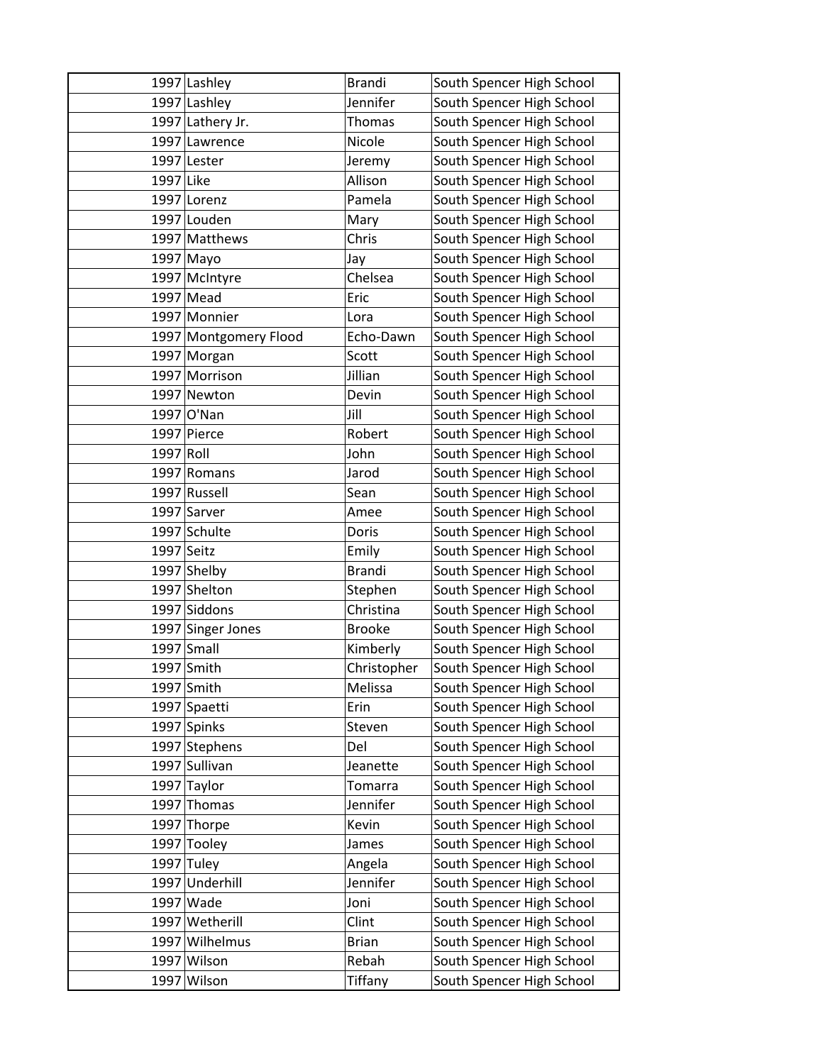| | | | |
|---|---|---|---|
| 1997 | Lashley | Brandi | South Spencer High School |
| 1997 | Lashley | Jennifer | South Spencer High School |
| 1997 | Lathery Jr. | Thomas | South Spencer High School |
| 1997 | Lawrence | Nicole | South Spencer High School |
| 1997 | Lester | Jeremy | South Spencer High School |
| 1997 | Like | Allison | South Spencer High School |
| 1997 | Lorenz | Pamela | South Spencer High School |
| 1997 | Louden | Mary | South Spencer High School |
| 1997 | Matthews | Chris | South Spencer High School |
| 1997 | Mayo | Jay | South Spencer High School |
| 1997 | McIntyre | Chelsea | South Spencer High School |
| 1997 | Mead | Eric | South Spencer High School |
| 1997 | Monnier | Lora | South Spencer High School |
| 1997 | Montgomery Flood | Echo-Dawn | South Spencer High School |
| 1997 | Morgan | Scott | South Spencer High School |
| 1997 | Morrison | Jillian | South Spencer High School |
| 1997 | Newton | Devin | South Spencer High School |
| 1997 | O'Nan | Jill | South Spencer High School |
| 1997 | Pierce | Robert | South Spencer High School |
| 1997 | Roll | John | South Spencer High School |
| 1997 | Romans | Jarod | South Spencer High School |
| 1997 | Russell | Sean | South Spencer High School |
| 1997 | Sarver | Amee | South Spencer High School |
| 1997 | Schulte | Doris | South Spencer High School |
| 1997 | Seitz | Emily | South Spencer High School |
| 1997 | Shelby | Brandi | South Spencer High School |
| 1997 | Shelton | Stephen | South Spencer High School |
| 1997 | Siddons | Christina | South Spencer High School |
| 1997 | Singer Jones | Brooke | South Spencer High School |
| 1997 | Small | Kimberly | South Spencer High School |
| 1997 | Smith | Christopher | South Spencer High School |
| 1997 | Smith | Melissa | South Spencer High School |
| 1997 | Spaetti | Erin | South Spencer High School |
| 1997 | Spinks | Steven | South Spencer High School |
| 1997 | Stephens | Del | South Spencer High School |
| 1997 | Sullivan | Jeanette | South Spencer High School |
| 1997 | Taylor | Tomarra | South Spencer High School |
| 1997 | Thomas | Jennifer | South Spencer High School |
| 1997 | Thorpe | Kevin | South Spencer High School |
| 1997 | Tooley | James | South Spencer High School |
| 1997 | Tuley | Angela | South Spencer High School |
| 1997 | Underhill | Jennifer | South Spencer High School |
| 1997 | Wade | Joni | South Spencer High School |
| 1997 | Wetherill | Clint | South Spencer High School |
| 1997 | Wilhelmus | Brian | South Spencer High School |
| 1997 | Wilson | Rebah | South Spencer High School |
| 1997 | Wilson | Tiffany | South Spencer High School |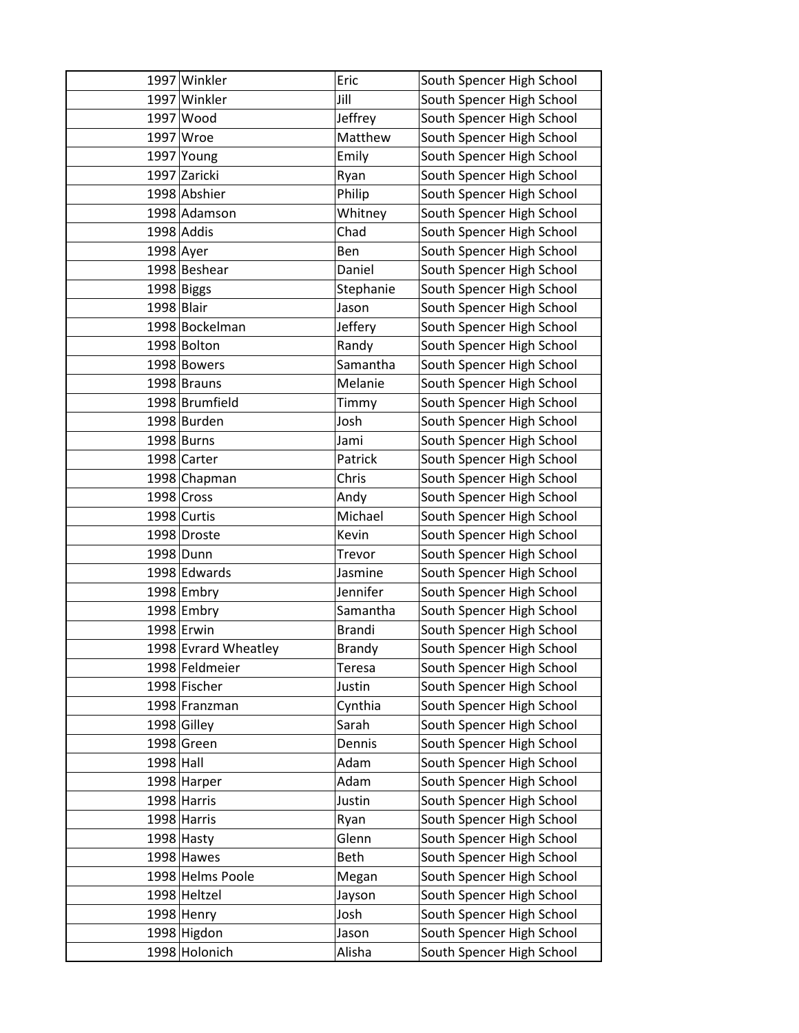| | | | |
|---|---|---|---|
| 1997 | Winkler | Eric | South Spencer High School |
| 1997 | Winkler | Jill | South Spencer High School |
| 1997 | Wood | Jeffrey | South Spencer High School |
| 1997 | Wroe | Matthew | South Spencer High School |
| 1997 | Young | Emily | South Spencer High School |
| 1997 | Zaricki | Ryan | South Spencer High School |
| 1998 | Abshier | Philip | South Spencer High School |
| 1998 | Adamson | Whitney | South Spencer High School |
| 1998 | Addis | Chad | South Spencer High School |
| 1998 | Ayer | Ben | South Spencer High School |
| 1998 | Beshear | Daniel | South Spencer High School |
| 1998 | Biggs | Stephanie | South Spencer High School |
| 1998 | Blair | Jason | South Spencer High School |
| 1998 | Bockelman | Jeffery | South Spencer High School |
| 1998 | Bolton | Randy | South Spencer High School |
| 1998 | Bowers | Samantha | South Spencer High School |
| 1998 | Brauns | Melanie | South Spencer High School |
| 1998 | Brumfield | Timmy | South Spencer High School |
| 1998 | Burden | Josh | South Spencer High School |
| 1998 | Burns | Jami | South Spencer High School |
| 1998 | Carter | Patrick | South Spencer High School |
| 1998 | Chapman | Chris | South Spencer High School |
| 1998 | Cross | Andy | South Spencer High School |
| 1998 | Curtis | Michael | South Spencer High School |
| 1998 | Droste | Kevin | South Spencer High School |
| 1998 | Dunn | Trevor | South Spencer High School |
| 1998 | Edwards | Jasmine | South Spencer High School |
| 1998 | Embry | Jennifer | South Spencer High School |
| 1998 | Embry | Samantha | South Spencer High School |
| 1998 | Erwin | Brandi | South Spencer High School |
| 1998 | Evrard Wheatley | Brandy | South Spencer High School |
| 1998 | Feldmeier | Teresa | South Spencer High School |
| 1998 | Fischer | Justin | South Spencer High School |
| 1998 | Franzman | Cynthia | South Spencer High School |
| 1998 | Gilley | Sarah | South Spencer High School |
| 1998 | Green | Dennis | South Spencer High School |
| 1998 | Hall | Adam | South Spencer High School |
| 1998 | Harper | Adam | South Spencer High School |
| 1998 | Harris | Justin | South Spencer High School |
| 1998 | Harris | Ryan | South Spencer High School |
| 1998 | Hasty | Glenn | South Spencer High School |
| 1998 | Hawes | Beth | South Spencer High School |
| 1998 | Helms Poole | Megan | South Spencer High School |
| 1998 | Heltzel | Jayson | South Spencer High School |
| 1998 | Henry | Josh | South Spencer High School |
| 1998 | Higdon | Jason | South Spencer High School |
| 1998 | Holonich | Alisha | South Spencer High School |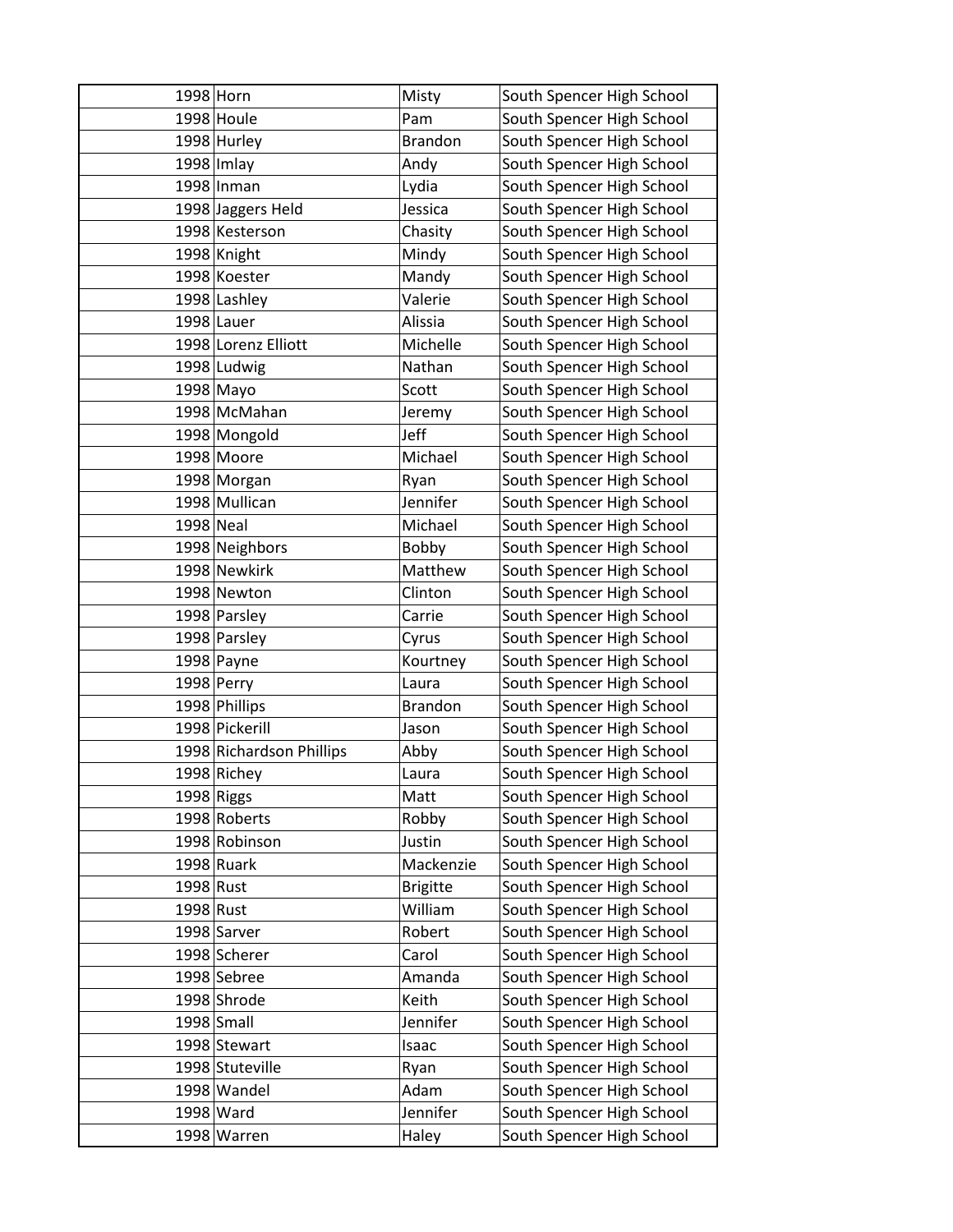| | | | |
|---|---|---|---|
| 1998 | Horn | Misty | South Spencer High School |
| 1998 | Houle | Pam | South Spencer High School |
| 1998 | Hurley | Brandon | South Spencer High School |
| 1998 | Imlay | Andy | South Spencer High School |
| 1998 | Inman | Lydia | South Spencer High School |
| 1998 | Jaggers Held | Jessica | South Spencer High School |
| 1998 | Kesterson | Chasity | South Spencer High School |
| 1998 | Knight | Mindy | South Spencer High School |
| 1998 | Koester | Mandy | South Spencer High School |
| 1998 | Lashley | Valerie | South Spencer High School |
| 1998 | Lauer | Alissia | South Spencer High School |
| 1998 | Lorenz Elliott | Michelle | South Spencer High School |
| 1998 | Ludwig | Nathan | South Spencer High School |
| 1998 | Mayo | Scott | South Spencer High School |
| 1998 | McMahan | Jeremy | South Spencer High School |
| 1998 | Mongold | Jeff | South Spencer High School |
| 1998 | Moore | Michael | South Spencer High School |
| 1998 | Morgan | Ryan | South Spencer High School |
| 1998 | Mullican | Jennifer | South Spencer High School |
| 1998 | Neal | Michael | South Spencer High School |
| 1998 | Neighbors | Bobby | South Spencer High School |
| 1998 | Newkirk | Matthew | South Spencer High School |
| 1998 | Newton | Clinton | South Spencer High School |
| 1998 | Parsley | Carrie | South Spencer High School |
| 1998 | Parsley | Cyrus | South Spencer High School |
| 1998 | Payne | Kourtney | South Spencer High School |
| 1998 | Perry | Laura | South Spencer High School |
| 1998 | Phillips | Brandon | South Spencer High School |
| 1998 | Pickerill | Jason | South Spencer High School |
| 1998 | Richardson Phillips | Abby | South Spencer High School |
| 1998 | Richey | Laura | South Spencer High School |
| 1998 | Riggs | Matt | South Spencer High School |
| 1998 | Roberts | Robby | South Spencer High School |
| 1998 | Robinson | Justin | South Spencer High School |
| 1998 | Ruark | Mackenzie | South Spencer High School |
| 1998 | Rust | Brigitte | South Spencer High School |
| 1998 | Rust | William | South Spencer High School |
| 1998 | Sarver | Robert | South Spencer High School |
| 1998 | Scherer | Carol | South Spencer High School |
| 1998 | Sebree | Amanda | South Spencer High School |
| 1998 | Shrode | Keith | South Spencer High School |
| 1998 | Small | Jennifer | South Spencer High School |
| 1998 | Stewart | Isaac | South Spencer High School |
| 1998 | Stuteville | Ryan | South Spencer High School |
| 1998 | Wandel | Adam | South Spencer High School |
| 1998 | Ward | Jennifer | South Spencer High School |
| 1998 | Warren | Haley | South Spencer High School |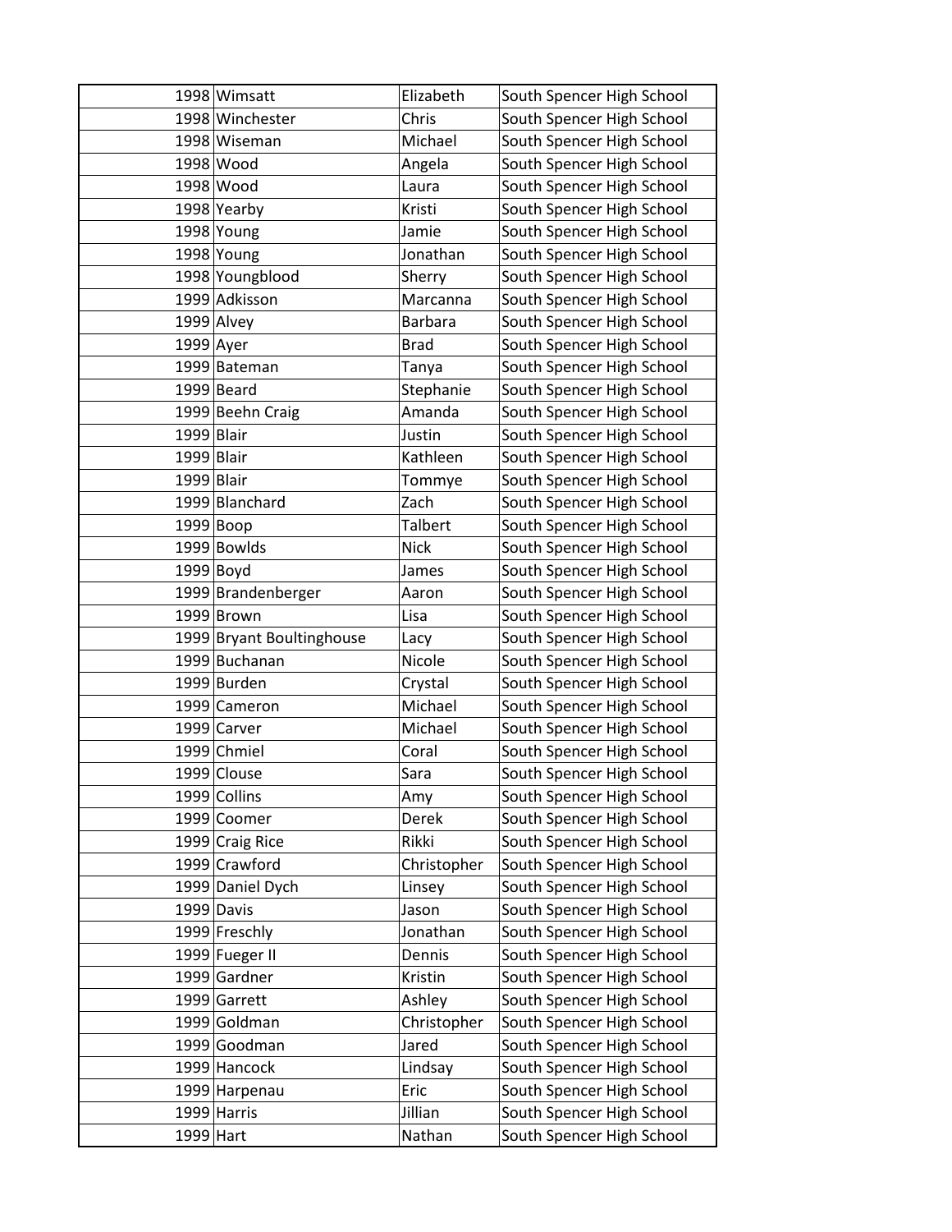| 1998 | Wimsatt | Elizabeth | South Spencer High School |
|---|---|---|---|
| 1998 | Winchester | Chris | South Spencer High School |
| 1998 | Wiseman | Michael | South Spencer High School |
| 1998 | Wood | Angela | South Spencer High School |
| 1998 | Wood | Laura | South Spencer High School |
| 1998 | Yearby | Kristi | South Spencer High School |
| 1998 | Young | Jamie | South Spencer High School |
| 1998 | Young | Jonathan | South Spencer High School |
| 1998 | Youngblood | Sherry | South Spencer High School |
| 1999 | Adkisson | Marcanna | South Spencer High School |
| 1999 | Alvey | Barbara | South Spencer High School |
| 1999 | Ayer | Brad | South Spencer High School |
| 1999 | Bateman | Tanya | South Spencer High School |
| 1999 | Beard | Stephanie | South Spencer High School |
| 1999 | Beehn Craig | Amanda | South Spencer High School |
| 1999 | Blair | Justin | South Spencer High School |
| 1999 | Blair | Kathleen | South Spencer High School |
| 1999 | Blair | Tommye | South Spencer High School |
| 1999 | Blanchard | Zach | South Spencer High School |
| 1999 | Boop | Talbert | South Spencer High School |
| 1999 | Bowlds | Nick | South Spencer High School |
| 1999 | Boyd | James | South Spencer High School |
| 1999 | Brandenberger | Aaron | South Spencer High School |
| 1999 | Brown | Lisa | South Spencer High School |
| 1999 | Bryant Boultinghouse | Lacy | South Spencer High School |
| 1999 | Buchanan | Nicole | South Spencer High School |
| 1999 | Burden | Crystal | South Spencer High School |
| 1999 | Cameron | Michael | South Spencer High School |
| 1999 | Carver | Michael | South Spencer High School |
| 1999 | Chmiel | Coral | South Spencer High School |
| 1999 | Clouse | Sara | South Spencer High School |
| 1999 | Collins | Amy | South Spencer High School |
| 1999 | Coomer | Derek | South Spencer High School |
| 1999 | Craig Rice | Rikki | South Spencer High School |
| 1999 | Crawford | Christopher | South Spencer High School |
| 1999 | Daniel Dych | Linsey | South Spencer High School |
| 1999 | Davis | Jason | South Spencer High School |
| 1999 | Freschly | Jonathan | South Spencer High School |
| 1999 | Fueger II | Dennis | South Spencer High School |
| 1999 | Gardner | Kristin | South Spencer High School |
| 1999 | Garrett | Ashley | South Spencer High School |
| 1999 | Goldman | Christopher | South Spencer High School |
| 1999 | Goodman | Jared | South Spencer High School |
| 1999 | Hancock | Lindsay | South Spencer High School |
| 1999 | Harpenau | Eric | South Spencer High School |
| 1999 | Harris | Jillian | South Spencer High School |
| 1999 | Hart | Nathan | South Spencer High School |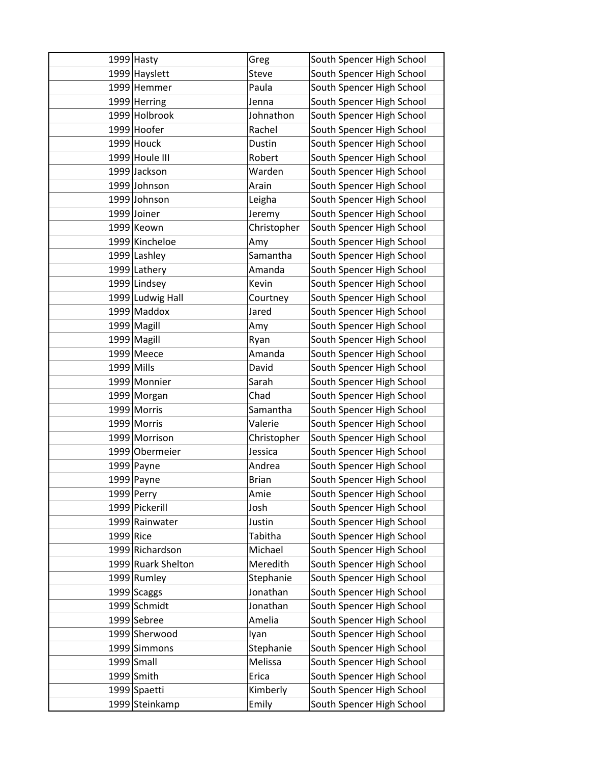| | | | |
|---|---|---|---|
| 1999 | Hasty | Greg | South Spencer High School |
| 1999 | Hayslett | Steve | South Spencer High School |
| 1999 | Hemmer | Paula | South Spencer High School |
| 1999 | Herring | Jenna | South Spencer High School |
| 1999 | Holbrook | Johnathon | South Spencer High School |
| 1999 | Hoofer | Rachel | South Spencer High School |
| 1999 | Houck | Dustin | South Spencer High School |
| 1999 | Houle III | Robert | South Spencer High School |
| 1999 | Jackson | Warden | South Spencer High School |
| 1999 | Johnson | Arain | South Spencer High School |
| 1999 | Johnson | Leigha | South Spencer High School |
| 1999 | Joiner | Jeremy | South Spencer High School |
| 1999 | Keown | Christopher | South Spencer High School |
| 1999 | Kincheloe | Amy | South Spencer High School |
| 1999 | Lashley | Samantha | South Spencer High School |
| 1999 | Lathery | Amanda | South Spencer High School |
| 1999 | Lindsey | Kevin | South Spencer High School |
| 1999 | Ludwig Hall | Courtney | South Spencer High School |
| 1999 | Maddox | Jared | South Spencer High School |
| 1999 | Magill | Amy | South Spencer High School |
| 1999 | Magill | Ryan | South Spencer High School |
| 1999 | Meece | Amanda | South Spencer High School |
| 1999 | Mills | David | South Spencer High School |
| 1999 | Monnier | Sarah | South Spencer High School |
| 1999 | Morgan | Chad | South Spencer High School |
| 1999 | Morris | Samantha | South Spencer High School |
| 1999 | Morris | Valerie | South Spencer High School |
| 1999 | Morrison | Christopher | South Spencer High School |
| 1999 | Obermeier | Jessica | South Spencer High School |
| 1999 | Payne | Andrea | South Spencer High School |
| 1999 | Payne | Brian | South Spencer High School |
| 1999 | Perry | Amie | South Spencer High School |
| 1999 | Pickerill | Josh | South Spencer High School |
| 1999 | Rainwater | Justin | South Spencer High School |
| 1999 | Rice | Tabitha | South Spencer High School |
| 1999 | Richardson | Michael | South Spencer High School |
| 1999 | Ruark Shelton | Meredith | South Spencer High School |
| 1999 | Rumley | Stephanie | South Spencer High School |
| 1999 | Scaggs | Jonathan | South Spencer High School |
| 1999 | Schmidt | Jonathan | South Spencer High School |
| 1999 | Sebree | Amelia | South Spencer High School |
| 1999 | Sherwood | Iyan | South Spencer High School |
| 1999 | Simmons | Stephanie | South Spencer High School |
| 1999 | Small | Melissa | South Spencer High School |
| 1999 | Smith | Erica | South Spencer High School |
| 1999 | Spaetti | Kimberly | South Spencer High School |
| 1999 | Steinkamp | Emily | South Spencer High School |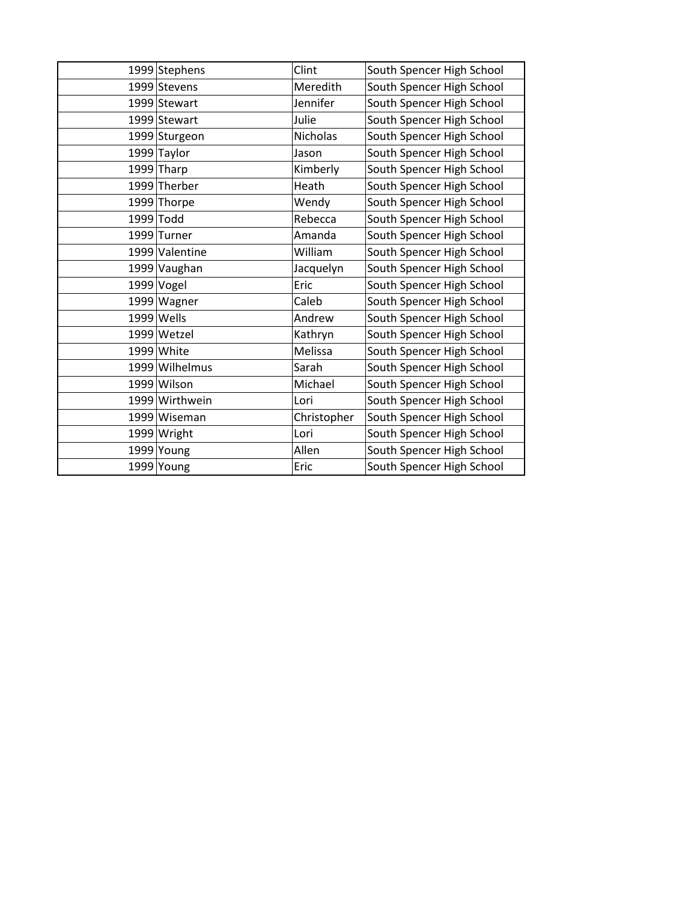| | | | |
|---|---|---|---|
| 1999 | Stephens | Clint | South Spencer High School |
| 1999 | Stevens | Meredith | South Spencer High School |
| 1999 | Stewart | Jennifer | South Spencer High School |
| 1999 | Stewart | Julie | South Spencer High School |
| 1999 | Sturgeon | Nicholas | South Spencer High School |
| 1999 | Taylor | Jason | South Spencer High School |
| 1999 | Tharp | Kimberly | South Spencer High School |
| 1999 | Therber | Heath | South Spencer High School |
| 1999 | Thorpe | Wendy | South Spencer High School |
| 1999 | Todd | Rebecca | South Spencer High School |
| 1999 | Turner | Amanda | South Spencer High School |
| 1999 | Valentine | William | South Spencer High School |
| 1999 | Vaughan | Jacquelyn | South Spencer High School |
| 1999 | Vogel | Eric | South Spencer High School |
| 1999 | Wagner | Caleb | South Spencer High School |
| 1999 | Wells | Andrew | South Spencer High School |
| 1999 | Wetzel | Kathryn | South Spencer High School |
| 1999 | White | Melissa | South Spencer High School |
| 1999 | Wilhelmus | Sarah | South Spencer High School |
| 1999 | Wilson | Michael | South Spencer High School |
| 1999 | Wirthwein | Lori | South Spencer High School |
| 1999 | Wiseman | Christopher | South Spencer High School |
| 1999 | Wright | Lori | South Spencer High School |
| 1999 | Young | Allen | South Spencer High School |
| 1999 | Young | Eric | South Spencer High School |